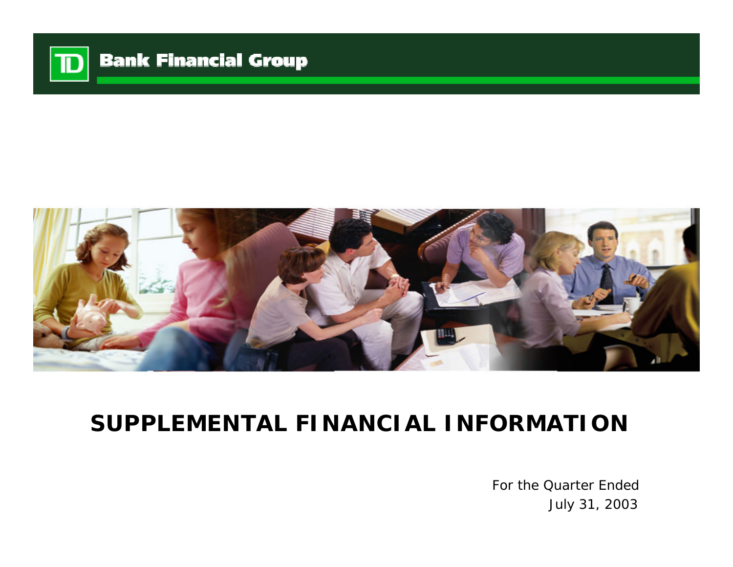TD Bank Financial Group

# SUPPLEMENTAL FINANCIAL INFORMATION

For the Quarter Ended
July 31, 2003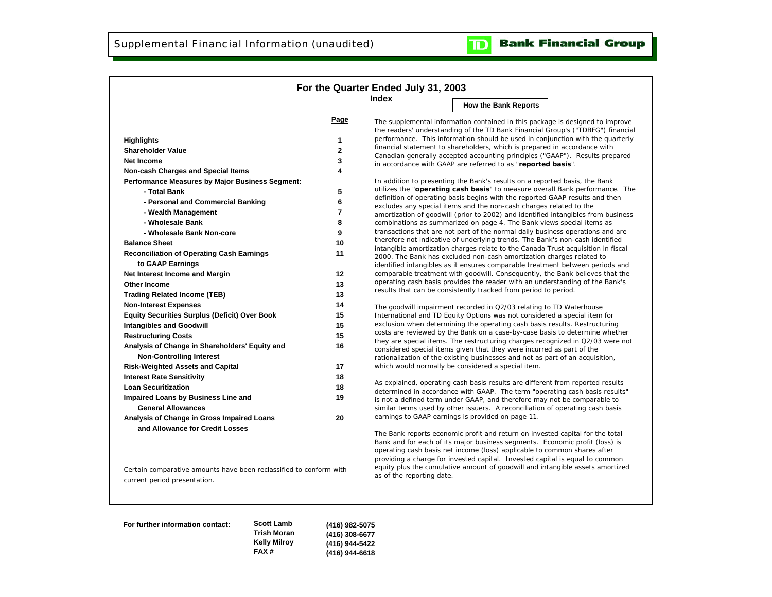# Supplemental Financial Information (unaudited)

**TD Bank Financial Group**

## For the Quarter Ended July 31, 2003

### Index

| | Page |
|---|---|
| **Highlights** | **1** |
| **Shareholder Value** | **2** |
| **Net Income** | **3** |
| **Non-cash Charges and Special Items** | **4** |
| **Performance Measures by Major Business Segment:** | |
| **- Total Bank** | **5** |
| **- Personal and Commercial Banking** | **6** |
| **- Wealth Management** | **7** |
| **- Wholesale Bank** | **8** |
| **- Wholesale Bank Non-core** | **9** |
| **Balance Sheet** | **10** |
| **Reconciliation of Operating Cash Earnings to GAAP Earnings** | **11** |
| **Net Interest Income and Margin** | **12** |
| **Other Income** | **13** |
| **Trading Related Income (TEB)** | **13** |
| **Non-Interest Expenses** | **14** |
| **Equity Securities Surplus (Deficit) Over Book** | **15** |
| **Intangibles and Goodwill** | **15** |
| **Restructuring Costs** | **15** |
| **Analysis of Change in Shareholders' Equity and Non-Controlling Interest** | **16** |
| **Risk-Weighted Assets and Capital** | **17** |
| **Interest Rate Sensitivity** | **18** |
| **Loan Securitization** | **18** |
| **Impaired Loans by Business Line and General Allowances** | **19** |
| **Analysis of Change in Gross Impaired Loans and Allowance for Credit Losses** | **20** |

*Certain comparative amounts have been reclassified to conform with current period presentation.*

### How the Bank Reports

The supplemental information contained in this package is designed to improve the readers' understanding of the TD Bank Financial Group's ("TDBFG") financial performance. This information should be used in conjunction with the quarterly financial statement to shareholders, which is prepared in accordance with Canadian generally accepted accounting principles ("GAAP"). Results prepared in accordance with GAAP are referred to as "**reported basis**".

In addition to presenting the Bank's results on a reported basis, the Bank utilizes the "**operating cash basis**" to measure overall Bank performance. The definition of operating basis begins with the reported GAAP results and then excludes any special items and the non-cash charges related to the amortization of goodwill (prior to 2002) and identified intangibles from business combinations as summarized on page 4. The Bank views special items as transactions that are not part of the normal daily business operations and are therefore not indicative of underlying trends. The Bank's non-cash identified intangible amortization charges relate to the Canada Trust acquisition in fiscal 2000. The Bank has excluded non-cash amortization charges related to identified intangibles as it ensures comparable treatment between periods and comparable treatment with goodwill. Consequently, the Bank believes that the operating cash basis provides the reader with an understanding of the Bank's results that can be consistently tracked from period to period.

The goodwill impairment recorded in Q2/03 relating to TD Waterhouse International and TD Equity Options was not considered a special item for exclusion when determining the operating cash basis results. Restructuring costs are reviewed by the Bank on a case-by-case basis to determine whether they are special items. The restructuring charges recognized in Q2/03 were not considered special items given that they were incurred as part of the rationalization of the existing businesses and not as part of an acquisition, which would normally be considered a special item.

As explained, operating cash basis results are different from reported results determined in accordance with GAAP. The term "operating cash basis results" is not a defined term under GAAP, and therefore may not be comparable to similar terms used by other issuers. A reconciliation of operating cash basis earnings to GAAP earnings is provided on page 11.

The Bank reports economic profit and return on invested capital for the total Bank and for each of its major business segments. Economic profit (loss) is operating cash basis net income (loss) applicable to common shares after providing a charge for invested capital. Invested capital is equal to common equity plus the cumulative amount of goodwill and intangible assets amortized as of the reporting date.

**For further information contact:**

| | |
|---|---|
| **Scott Lamb** | **(416) 982-5075** |
| **Trish Moran** | **(416) 308-6677** |
| **Kelly Milroy** | **(416) 944-5422** |
| **FAX #** | **(416) 944-6618** |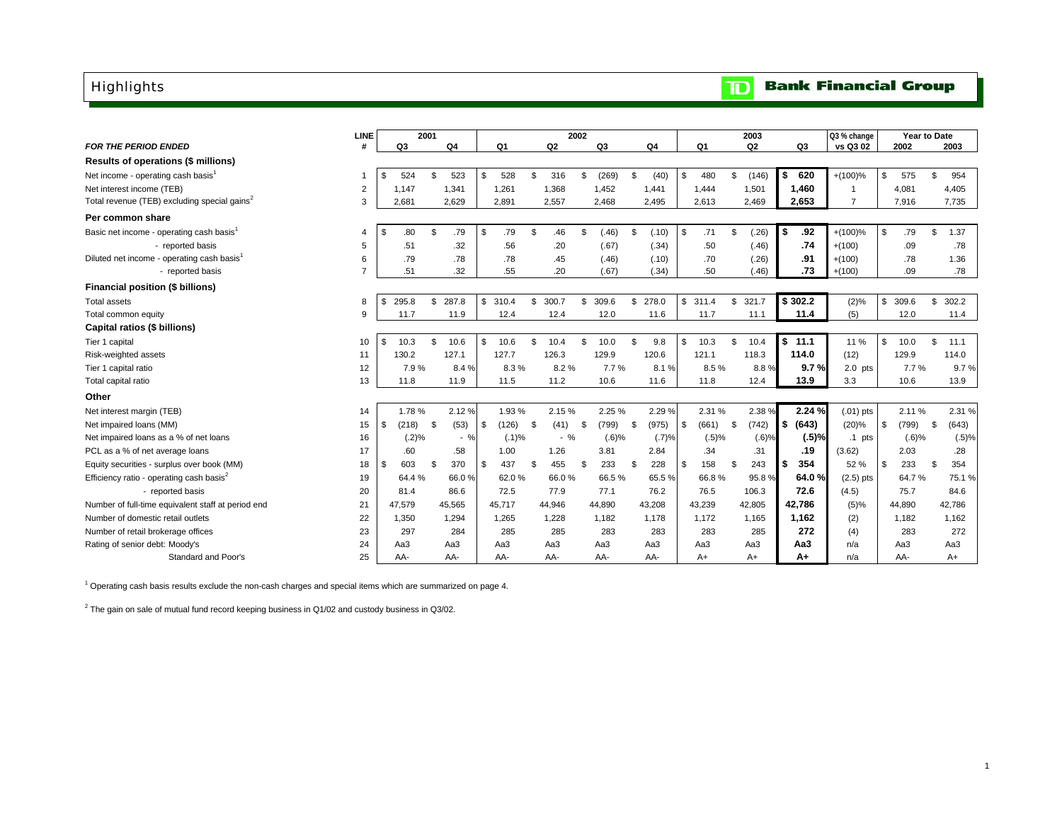# Highlights

**TD Bank Financial Group**

| FOR THE PERIOD ENDED | LINE # | 2001 Q3 | 2001 Q4 | 2002 Q1 | 2002 Q2 | 2002 Q3 | 2002 Q4 | 2003 Q1 | 2003 Q2 | 2003 Q3 | Q3 % change vs Q3 02 | Year to Date 2002 | Year to Date 2003 |
|---|---|---|---|---|---|---|---|---|---|---|---|---|---|
| **Results of operations ($ millions)** | | | | | | | | | | | | | |
| Net income - operating cash basis[1] | 1 | $ 524 | $ 523 | $ 528 | $ 316 | $ (269) | $ (40) | $ 480 | $ (146) | **$ 620** | +(100)% | $ 575 | $ 954 |
| Net interest income (TEB) | 2 | 1,147 | 1,341 | 1,261 | 1,368 | 1,452 | 1,441 | 1,444 | 1,501 | **1,460** | 1 | 4,081 | 4,405 |
| Total revenue (TEB) excluding special gains[2] | 3 | 2,681 | 2,629 | 2,891 | 2,557 | 2,468 | 2,495 | 2,613 | 2,469 | **2,653** | 7 | 7,916 | 7,735 |
| **Per common share** | | | | | | | | | | | | | |
| Basic net income - operating cash basis[1] | 4 | $ .80 | $ .79 | $ .79 | $ .46 | $ (.46) | $ (.10) | $ .71 | $ (.26) | **$ .92** | +(100)% | $ .79 | $ 1.37 |
| - reported basis | 5 | .51 | .32 | .56 | .20 | (.67) | (.34) | .50 | (.46) | **.74** | +(100) | .09 | .78 |
| Diluted net income - operating cash basis[1] | 6 | .79 | .78 | .78 | .45 | (.46) | (.10) | .70 | (.26) | **.91** | +(100) | .78 | 1.36 |
| - reported basis | 7 | .51 | .32 | .55 | .20 | (.67) | (.34) | .50 | (.46) | **.73** | +(100) | .09 | .78 |
| **Financial position ($ billions)** | | | | | | | | | | | | | |
| Total assets | 8 | $ 295.8 | $ 287.8 | $ 310.4 | $ 300.7 | $ 309.6 | $ 278.0 | $ 311.4 | $ 321.7 | **$ 302.2** | (2)% | $ 309.6 | $ 302.2 |
| Total common equity | 9 | 11.7 | 11.9 | 12.4 | 12.4 | 12.0 | 11.6 | 11.7 | 11.1 | **11.4** | (5) | 12.0 | 11.4 |
| **Capital ratios ($ billions)** | | | | | | | | | | | | | |
| Tier 1 capital | 10 | $ 10.3 | $ 10.6 | $ 10.6 | $ 10.4 | $ 10.0 | $ 9.8 | $ 10.3 | $ 10.4 | **$ 11.1** | 11 % | $ 10.0 | $ 11.1 |
| Risk-weighted assets | 11 | 130.2 | 127.1 | 127.7 | 126.3 | 129.9 | 120.6 | 121.1 | 118.3 | **114.0** | (12) | 129.9 | 114.0 |
| Tier 1 capital ratio | 12 | 7.9 % | 8.4 % | 8.3 % | 8.2 % | 7.7 % | 8.1 % | 8.5 % | 8.8 % | **9.7 %** | 2.0 pts | 7.7 % | 9.7 % |
| Total capital ratio | 13 | 11.8 | 11.9 | 11.5 | 11.2 | 10.6 | 11.6 | 11.8 | 12.4 | **13.9** | 3.3 | 10.6 | 13.9 |
| **Other** | | | | | | | | | | | | | |
| Net interest margin (TEB) | 14 | 1.78 % | 2.12 % | 1.93 % | 2.15 % | 2.25 % | 2.29 % | 2.31 % | 2.38 % | **2.24 %** | (.01) pts | 2.11 % | 2.31 % |
| Net impaired loans (MM) | 15 | $ (218) | $ (53) | $ (126) | $ (41) | $ (799) | $ (975) | $ (661) | $ (742) | **$ (643)** | (20)% | $ (799) | $ (643) |
| Net impaired loans as a % of net loans | 16 | (.2)% | - % | (.1)% | - % | (.6)% | (.7)% | (.5)% | (.6)% | **(.5)%** | .1 pts | (.6)% | (.5)% |
| PCL as a % of net average loans | 17 | .60 | .58 | 1.00 | 1.26 | 3.81 | 2.84 | .34 | .31 | **.19** | (3.62) | 2.03 | .28 |
| Equity securities - surplus over book (MM) | 18 | $ 603 | $ 370 | $ 437 | $ 455 | $ 233 | $ 228 | $ 158 | $ 243 | **$ 354** | 52 % | $ 233 | $ 354 |
| Efficiency ratio - operating cash basis[2] | 19 | 64.4 % | 66.0 % | 62.0 % | 66.0 % | 66.5 % | 65.5 % | 66.8 % | 95.8 % | **64.0 %** | (2.5) pts | 64.7 % | 75.1 % |
| - reported basis | 20 | 81.4 | 86.6 | 72.5 | 77.9 | 77.1 | 76.2 | 76.5 | 106.3 | **72.6** | (4.5) | 75.7 | 84.6 |
| Number of full-time equivalent staff at period end | 21 | 47,579 | 45,565 | 45,717 | 44,946 | 44,890 | 43,208 | 43,239 | 42,805 | **42,786** | (5)% | 44,890 | 42,786 |
| Number of domestic retail outlets | 22 | 1,350 | 1,294 | 1,265 | 1,228 | 1,182 | 1,178 | 1,172 | 1,165 | **1,162** | (2) | 1,182 | 1,162 |
| Number of retail brokerage offices | 23 | 297 | 284 | 285 | 285 | 283 | 283 | 283 | 285 | **272** | (4) | 283 | 272 |
| Rating of senior debt: Moody's | 24 | Aa3 | Aa3 | Aa3 | Aa3 | Aa3 | Aa3 | Aa3 | Aa3 | **Aa3** | n/a | Aa3 | Aa3 |
| Standard and Poor's | 25 | AA- | AA- | AA- | AA- | AA- | AA- | A+ | A+ | **A+** | n/a | AA- | A+ |

[1] Operating cash basis results exclude the non-cash charges and special items which are summarized on page 4.

[2] The gain on sale of mutual fund record keeping business in Q1/02 and custody business in Q3/02.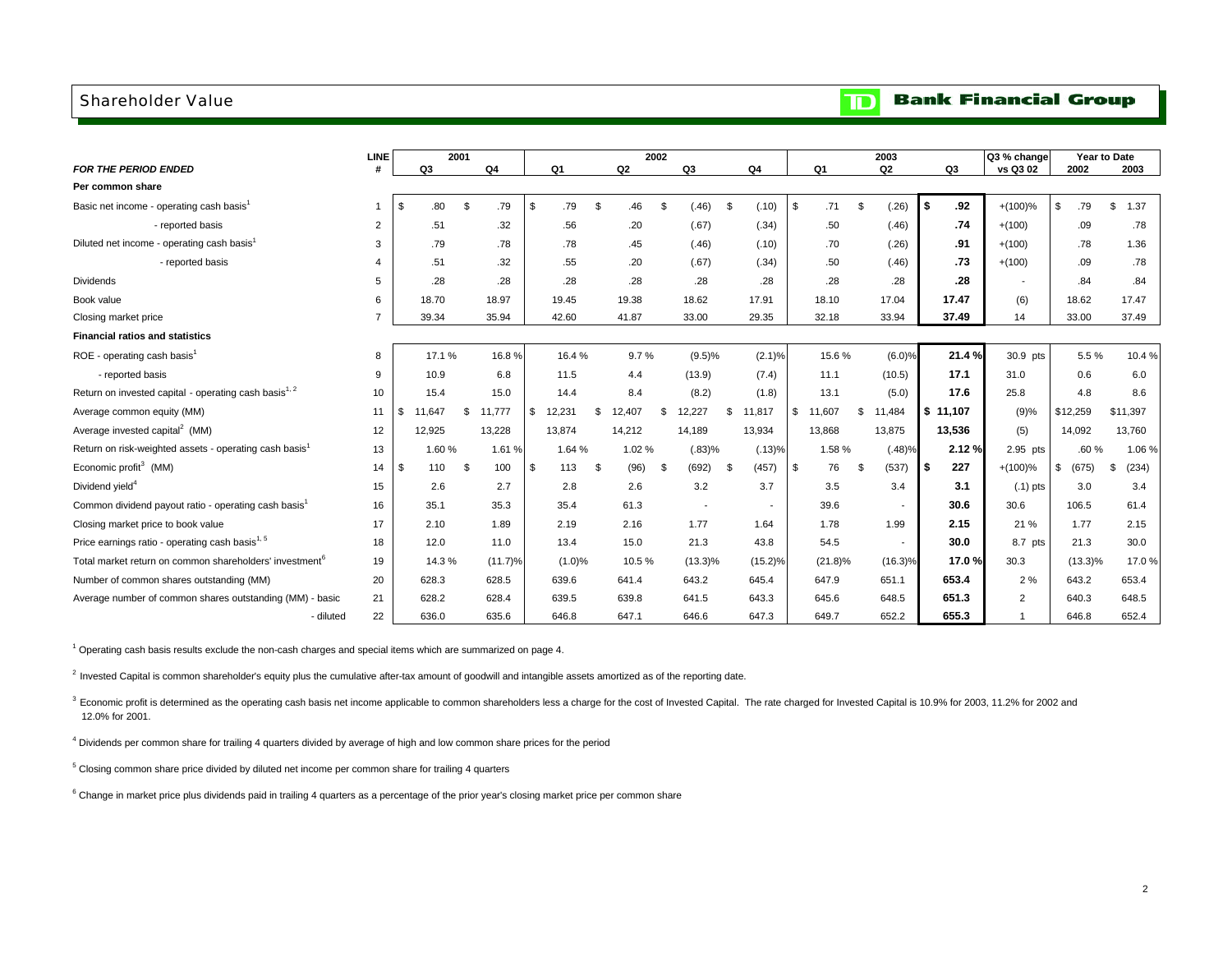# Shareholder Value

**TD Bank Financial Group**

| FOR THE PERIOD ENDED | LINE # | 2001 Q3 | 2001 Q4 | 2002 Q1 | 2002 Q2 | 2002 Q3 | 2002 Q4 | 2003 Q1 | 2003 Q2 | 2003 Q3 | Q3 % change vs Q3 02 | Year to Date 2002 | Year to Date 2003 |
|---|---|---|---|---|---|---|---|---|---|---|---|---|---|
| **Per common share** | | | | | | | | | | | | | |
| Basic net income - operating cash basis[1] | 1 | $ .80 | $ .79 | $ .79 | $ .46 | $ (.46) | $ (.10) | $ .71 | $ (.26) | **$ .92** | +(100)% | $ .79 | $ 1.37 |
| - reported basis | 2 | .51 | .32 | .56 | .20 | (.67) | (.34) | .50 | (.46) | **.74** | +(100) | .09 | .78 |
| Diluted net income - operating cash basis[1] | 3 | .79 | .78 | .78 | .45 | (.46) | (.10) | .70 | (.26) | **.91** | +(100) | .78 | 1.36 |
| - reported basis | 4 | .51 | .32 | .55 | .20 | (.67) | (.34) | .50 | (.46) | **.73** | +(100) | .09 | .78 |
| Dividends | 5 | .28 | .28 | .28 | .28 | .28 | .28 | .28 | .28 | **.28** | - | .84 | .84 |
| Book value | 6 | 18.70 | 18.97 | 19.45 | 19.38 | 18.62 | 17.91 | 18.10 | 17.04 | **17.47** | (6) | 18.62 | 17.47 |
| Closing market price | 7 | 39.34 | 35.94 | 42.60 | 41.87 | 33.00 | 29.35 | 32.18 | 33.94 | **37.49** | 14 | 33.00 | 37.49 |
| **Financial ratios and statistics** | | | | | | | | | | | | | |
| ROE - operating cash basis[1] | 8 | 17.1 % | 16.8 % | 16.4 % | 9.7 % | (9.5)% | (2.1)% | 15.6 % | (6.0)% | **21.4 %** | 30.9 pts | 5.5 % | 10.4 % |
| - reported basis | 9 | 10.9 | 6.8 | 11.5 | 4.4 | (13.9) | (7.4) | 11.1 | (10.5) | **17.1** | 31.0 | 0.6 | 6.0 |
| Return on invested capital - operating cash basis[1, 2] | 10 | 15.4 | 15.0 | 14.4 | 8.4 | (8.2) | (1.8) | 13.1 | (5.0) | **17.6** | 25.8 | 4.8 | 8.6 |
| Average common equity (MM) | 11 | $ 11,647 | $ 11,777 | $ 12,231 | $ 12,407 | $ 12,227 | $ 11,817 | $ 11,607 | $ 11,484 | **$ 11,107** | (9)% | $12,259 | $11,397 |
| Average invested capital[2] (MM) | 12 | 12,925 | 13,228 | 13,874 | 14,212 | 14,189 | 13,934 | 13,868 | 13,875 | **13,536** | (5) | 14,092 | 13,760 |
| Return on risk-weighted assets - operating cash basis[1] | 13 | 1.60 % | 1.61 % | 1.64 % | 1.02 % | (.83)% | (.13)% | 1.58 % | (.48)% | **2.12 %** | 2.95 pts | .60 % | 1.06 % |
| Economic profit[3] (MM) | 14 | $ 110 | $ 100 | $ 113 | $ (96) | $ (692) | $ (457) | $ 76 | $ (537) | **$ 227** | +(100)% | $ (675) | $ (234) |
| Dividend yield[4] | 15 | 2.6 | 2.7 | 2.8 | 2.6 | 3.2 | 3.7 | 3.5 | 3.4 | **3.1** | (.1) pts | 3.0 | 3.4 |
| Common dividend payout ratio - operating cash basis[1] | 16 | 35.1 | 35.3 | 35.4 | 61.3 | - | - | 39.6 | - | **30.6** | 30.6 | 106.5 | 61.4 |
| Closing market price to book value | 17 | 2.10 | 1.89 | 2.19 | 2.16 | 1.77 | 1.64 | 1.78 | 1.99 | **2.15** | 21 % | 1.77 | 2.15 |
| Price earnings ratio - operating cash basis[1, 5] | 18 | 12.0 | 11.0 | 13.4 | 15.0 | 21.3 | 43.8 | 54.5 | - | **30.0** | 8.7 pts | 21.3 | 30.0 |
| Total market return on common shareholders' investment[6] | 19 | 14.3 % | (11.7)% | (1.0)% | 10.5 % | (13.3)% | (15.2)% | (21.8)% | (16.3)% | **17.0 %** | 30.3 | (13.3)% | 17.0 % |
| Number of common shares outstanding (MM) | 20 | 628.3 | 628.5 | 639.6 | 641.4 | 643.2 | 645.4 | 647.9 | 651.1 | **653.4** | 2 % | 643.2 | 653.4 |
| Average number of common shares outstanding (MM) - basic | 21 | 628.2 | 628.4 | 639.5 | 639.8 | 641.5 | 643.3 | 645.6 | 648.5 | **651.3** | 2 | 640.3 | 648.5 |
| - diluted | 22 | 636.0 | 635.6 | 646.8 | 647.1 | 646.6 | 647.3 | 649.7 | 652.2 | **655.3** | 1 | 646.8 | 652.4 |

[1] Operating cash basis results exclude the non-cash charges and special items which are summarized on page 4.

[2] Invested Capital is common shareholder's equity plus the cumulative after-tax amount of goodwill and intangible assets amortized as of the reporting date.

[3] Economic profit is determined as the operating cash basis net income applicable to common shareholders less a charge for the cost of Invested Capital. The rate charged for Invested Capital is 10.9% for 2003, 11.2% for 2002 and 12.0% for 2001.

[4] Dividends per common share for trailing 4 quarters divided by average of high and low common share prices for the period

[5] Closing common share price divided by diluted net income per common share for trailing 4 quarters

[6] Change in market price plus dividends paid in trailing 4 quarters as a percentage of the prior year's closing market price per common share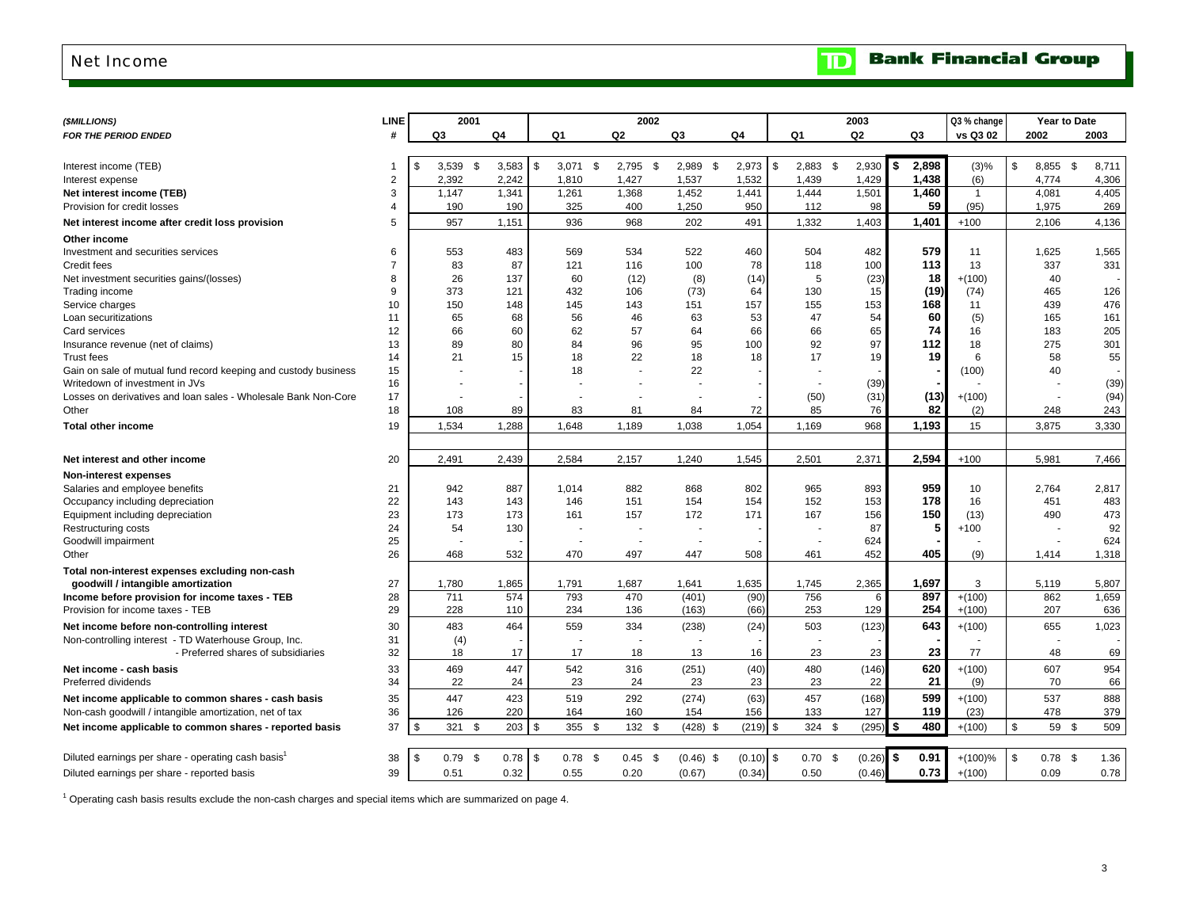# Net Income

| ($MILLIONS) FOR THE PERIOD ENDED | LINE # | 2001 Q3 | 2001 Q4 | 2002 Q1 | 2002 Q2 | 2002 Q3 | 2002 Q4 | 2003 Q1 | 2003 Q2 | 2003 Q3 | Q3 % change vs Q3 02 | Year to Date 2002 | Year to Date 2003 |
|---|---|---|---|---|---|---|---|---|---|---|---|---|---|
| Interest income (TEB) | 1 | $ 3,539 | $ 3,583 | $ 3,071 | $ 2,795 | $ 2,989 | $ 2,973 | $ 2,883 | $ 2,930 | **$ 2,898** | (3)% | $ 8,855 | $ 8,711 |
| Interest expense | 2 | 2,392 | 2,242 | 1,810 | 1,427 | 1,537 | 1,532 | 1,439 | 1,429 | **1,438** | (6) | 4,774 | 4,306 |
| **Net interest income (TEB)** | 3 | 1,147 | 1,341 | 1,261 | 1,368 | 1,452 | 1,441 | 1,444 | 1,501 | **1,460** | 1 | 4,081 | 4,405 |
| Provision for credit losses | 4 | 190 | 190 | 325 | 400 | 1,250 | 950 | 112 | 98 | **59** | (95) | 1,975 | 269 |
| **Net interest income after credit loss provision** | 5 | 957 | 1,151 | 936 | 968 | 202 | 491 | 1,332 | 1,403 | **1,401** | +100 | 2,106 | 4,136 |
| **Other income** | | | | | | | | | | | | | |
| Investment and securities services | 6 | 553 | 483 | 569 | 534 | 522 | 460 | 504 | 482 | **579** | 11 | 1,625 | 1,565 |
| Credit fees | 7 | 83 | 87 | 121 | 116 | 100 | 78 | 118 | 100 | **113** | 13 | 337 | 331 |
| Net investment securities gains/(losses) | 8 | 26 | 137 | 60 | (12) | (8) | (14) | 5 | (23) | **18** | +(100) | 40 | - |
| Trading income | 9 | 373 | 121 | 432 | 106 | (73) | 64 | 130 | 15 | **(19)** | (74) | 465 | 126 |
| Service charges | 10 | 150 | 148 | 145 | 143 | 151 | 157 | 155 | 153 | **168** | 11 | 439 | 476 |
| Loan securitizations | 11 | 65 | 68 | 56 | 46 | 63 | 53 | 47 | 54 | **60** | (5) | 165 | 161 |
| Card services | 12 | 66 | 60 | 62 | 57 | 64 | 66 | 66 | 65 | **74** | 16 | 183 | 205 |
| Insurance revenue (net of claims) | 13 | 89 | 80 | 84 | 96 | 95 | 100 | 92 | 97 | **112** | 18 | 275 | 301 |
| Trust fees | 14 | 21 | 15 | 18 | 22 | 18 | 18 | 17 | 19 | **19** | 6 | 58 | 55 |
| Gain on sale of mutual fund record keeping and custody business | 15 | - | - | 18 | - | 22 | - | - | - | **-** | (100) | 40 | - |
| Writedown of investment in JVs | 16 | - | - | - | - | - | - | - | (39) | **-** | - | - | (39) |
| Losses on derivatives and loan sales - Wholesale Bank Non-Core | 17 | - | - | - | - | - | - | (50) | (31) | **(13)** | +(100) | - | (94) |
| Other | 18 | 108 | 89 | 83 | 81 | 84 | 72 | 85 | 76 | **82** | (2) | 248 | 243 |
| **Total other income** | 19 | 1,534 | 1,288 | 1,648 | 1,189 | 1,038 | 1,054 | 1,169 | 968 | **1,193** | 15 | 3,875 | 3,330 |
| **Net interest and other income** | 20 | 2,491 | 2,439 | 2,584 | 2,157 | 1,240 | 1,545 | 2,501 | 2,371 | **2,594** | +100 | 5,981 | 7,466 |
| **Non-interest expenses** | | | | | | | | | | | | | |
| Salaries and employee benefits | 21 | 942 | 887 | 1,014 | 882 | 868 | 802 | 965 | 893 | **959** | 10 | 2,764 | 2,817 |
| Occupancy including depreciation | 22 | 143 | 143 | 146 | 151 | 154 | 154 | 152 | 153 | **178** | 16 | 451 | 483 |
| Equipment including depreciation | 23 | 173 | 173 | 161 | 157 | 172 | 171 | 167 | 156 | **150** | (13) | 490 | 473 |
| Restructuring costs | 24 | 54 | 130 | - | - | - | - | - | 87 | **5** | +100 | - | 92 |
| Goodwill impairment | 25 | - | - | - | - | - | - | - | 624 | **-** | - | - | 624 |
| Other | 26 | 468 | 532 | 470 | 497 | 447 | 508 | 461 | 452 | **405** | (9) | 1,414 | 1,318 |
| **Total non-interest expenses excluding non-cash goodwill / intangible amortization** | 27 | 1,780 | 1,865 | 1,791 | 1,687 | 1,641 | 1,635 | 1,745 | 2,365 | **1,697** | 3 | 5,119 | 5,807 |
| **Income before provision for income taxes - TEB** | 28 | 711 | 574 | 793 | 470 | (401) | (90) | 756 | 6 | **897** | +(100) | 862 | 1,659 |
| Provision for income taxes - TEB | 29 | 228 | 110 | 234 | 136 | (163) | (66) | 253 | 129 | **254** | +(100) | 207 | 636 |
| **Net income before non-controlling interest** | 30 | 483 | 464 | 559 | 334 | (238) | (24) | 503 | (123) | **643** | +(100) | 655 | 1,023 |
| Non-controlling interest - TD Waterhouse Group, Inc. | 31 | (4) | - | - | - | - | - | - | - | **-** | - | - | - |
| - Preferred shares of subsidiaries | 32 | 18 | 17 | 17 | 18 | 13 | 16 | 23 | 23 | **23** | 77 | 48 | 69 |
| **Net income - cash basis** | 33 | 469 | 447 | 542 | 316 | (251) | (40) | 480 | (146) | **620** | +(100) | 607 | 954 |
| Preferred dividends | 34 | 22 | 24 | 23 | 24 | 23 | 23 | 23 | 22 | **21** | (9) | 70 | 66 |
| **Net income applicable to common shares - cash basis** | 35 | 447 | 423 | 519 | 292 | (274) | (63) | 457 | (168) | **599** | +(100) | 537 | 888 |
| Non-cash goodwill / intangible amortization, net of tax | 36 | 126 | 220 | 164 | 160 | 154 | 156 | 133 | 127 | **119** | (23) | 478 | 379 |
| **Net income applicable to common shares - reported basis** | 37 | $ 321 | $ 203 | $ 355 | $ 132 | $ (428) | $ (219) | $ 324 | $ (295) | **$ 480** | +(100) | $ 59 | $ 509 |
| Diluted earnings per share - operating cash basis[1] | 38 | $ 0.79 | $ 0.78 | $ 0.78 | $ 0.45 | $ (0.46) | $ (0.10) | $ 0.70 | $ (0.26) | **$ 0.91** | +(100)% | $ 0.78 | $ 1.36 |
| Diluted earnings per share - reported basis | 39 | 0.51 | 0.32 | 0.55 | 0.20 | (0.67) | (0.34) | 0.50 | (0.46) | **0.73** | +(100) | 0.09 | 0.78 |

[1] Operating cash basis results exclude the non-cash charges and special items which are summarized on page 4.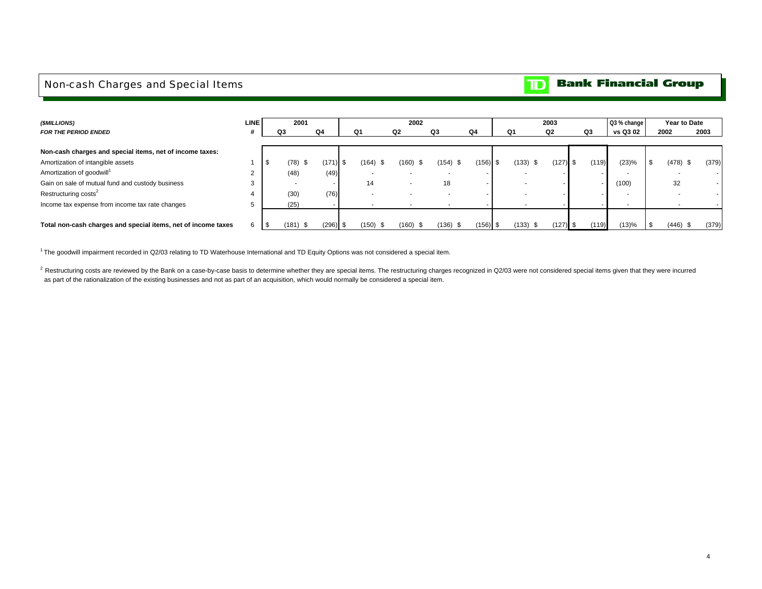## Non-cash Charges and Special Items

**TD Bank Financial Group**

| *($MILLIONS)* | LINE | 2001 | | 2002 | | | | 2003 | | | Q3 % change | Year to Date | |
|---|---|---|---|---|---|---|---|---|---|---|---|---|---|
| *FOR THE PERIOD ENDED* | # | Q3 | Q4 | Q1 | Q2 | Q3 | Q4 | Q1 | Q2 | Q3 | vs Q3 02 | 2002 | 2003 |
| **Non-cash charges and special items, net of income taxes:** | | | | | | | | | | | | | |
| Amortization of intangible assets | 1 | $ (78) | $ (171) | $ (164) | $ (160) | $ (154) | $ (156) | $ (133) | $ (127) | $ (119) | (23)% | $ (478) | $ (379) |
| Amortization of goodwill[1] | 2 | (48) | (49) | - | - | - | - | - | - | - | - | - | - |
| Gain on sale of mutual fund and custody business | 3 | - | - | 14 | - | 18 | - | - | - | - | (100) | 32 | - |
| Restructuring costs[2] | 4 | (30) | (76) | - | - | - | - | - | - | - | - | - | - |
| Income tax expense from income tax rate changes | 5 | (25) | - | - | - | - | - | - | - | - | - | - | - |
| **Total non-cash charges and special items, net of income taxes** | 6 | $ (181) | $ (296) | $ (150) | $ (160) | $ (136) | $ (156) | $ (133) | $ (127) | $ (119) | (13)% | $ (446) | $ (379) |

[1] The goodwill impairment recorded in Q2/03 relating to TD Waterhouse International and TD Equity Options was not considered a special item.

[2] Restructuring costs are reviewed by the Bank on a case-by-case basis to determine whether they are special items. The restructuring charges recognized in Q2/03 were not considered special items given that they were incurred as part of the rationalization of the existing businesses and not as part of an acquisition, which would normally be considered a special item.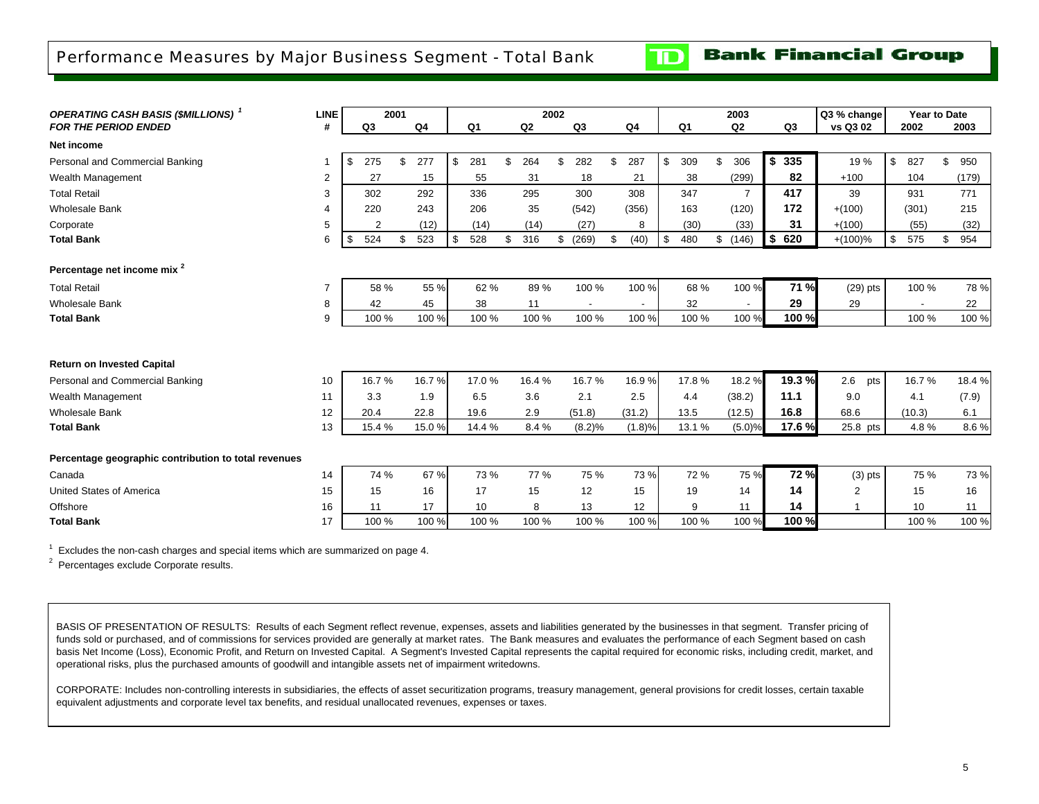# Performance Measures by Major Business Segment - Total Bank

**TD Bank Financial Group**

| *OPERATING CASH BASIS ($MILLIONS)* [1] *FOR THE PERIOD ENDED* | LINE # | 2001 Q3 | 2001 Q4 | 2002 Q1 | 2002 Q2 | 2002 Q3 | 2002 Q4 | 2003 Q1 | 2003 Q2 | 2003 Q3 | Q3 % change vs Q3 02 | Year to Date 2002 | Year to Date 2003 |
|---|---|---|---|---|---|---|---|---|---|---|---|---|---|
| **Net income** | | | | | | | | | | | | | |
| Personal and Commercial Banking | 1 | $ 275 | $ 277 | $ 281 | $ 264 | $ 282 | $ 287 | $ 309 | $ 306 | **$ 335** | 19 % | $ 827 | $ 950 |
| Wealth Management | 2 | 27 | 15 | 55 | 31 | 18 | 21 | 38 | (299) | **82** | +100 | 104 | (179) |
| Total Retail | 3 | 302 | 292 | 336 | 295 | 300 | 308 | 347 | 7 | **417** | 39 | 931 | 771 |
| Wholesale Bank | 4 | 220 | 243 | 206 | 35 | (542) | (356) | 163 | (120) | **172** | +(100) | (301) | 215 |
| Corporate | 5 | 2 | (12) | (14) | (14) | (27) | 8 | (30) | (33) | **31** | +(100) | (55) | (32) |
| **Total Bank** | 6 | $ 524 | $ 523 | $ 528 | $ 316 | $ (269) | $ (40) | $ 480 | $ (146) | **$ 620** | +(100)% | $ 575 | $ 954 |
| **Percentage net income mix** [2] | | | | | | | | | | | | | |
| Total Retail | 7 | 58 % | 55 % | 62 % | 89 % | 100 % | 100 % | 68 % | 100 % | **71 %** | (29) pts | 100 % | 78 % |
| Wholesale Bank | 8 | 42 | 45 | 38 | 11 | - | - | 32 | - | **29** | 29 | - | 22 |
| **Total Bank** | 9 | 100 % | 100 % | 100 % | 100 % | 100 % | 100 % | 100 % | 100 % | **100 %** | | 100 % | 100 % |
| **Return on Invested Capital** | | | | | | | | | | | | | |
| Personal and Commercial Banking | 10 | 16.7 % | 16.7 % | 17.0 % | 16.4 % | 16.7 % | 16.9 % | 17.8 % | 18.2 % | **19.3 %** | 2.6 pts | 16.7 % | 18.4 % |
| Wealth Management | 11 | 3.3 | 1.9 | 6.5 | 3.6 | 2.1 | 2.5 | 4.4 | (38.2) | **11.1** | 9.0 | 4.1 | (7.9) |
| Wholesale Bank | 12 | 20.4 | 22.8 | 19.6 | 2.9 | (51.8) | (31.2) | 13.5 | (12.5) | **16.8** | 68.6 | (10.3) | 6.1 |
| **Total Bank** | 13 | 15.4 % | 15.0 % | 14.4 % | 8.4 % | (8.2)% | (1.8)% | 13.1 % | (5.0)% | **17.6 %** | 25.8 pts | 4.8 % | 8.6 % |
| **Percentage geographic contribution to total revenues** | | | | | | | | | | | | | |
| Canada | 14 | 74 % | 67 % | 73 % | 77 % | 75 % | 73 % | 72 % | 75 % | **72 %** | (3) pts | 75 % | 73 % |
| United States of America | 15 | 15 | 16 | 17 | 15 | 12 | 15 | 19 | 14 | **14** | 2 | 15 | 16 |
| Offshore | 16 | 11 | 17 | 10 | 8 | 13 | 12 | 9 | 11 | **14** | 1 | 10 | 11 |
| **Total Bank** | 17 | 100 % | 100 % | 100 % | 100 % | 100 % | 100 % | 100 % | 100 % | **100 %** | | 100 % | 100 % |

[1] Excludes the non-cash charges and special items which are summarized on page 4.

[2] Percentages exclude Corporate results.

BASIS OF PRESENTATION OF RESULTS: Results of each Segment reflect revenue, expenses, assets and liabilities generated by the businesses in that segment. Transfer pricing of funds sold or purchased, and of commissions for services provided are generally at market rates. The Bank measures and evaluates the performance of each Segment based on cash basis Net Income (Loss), Economic Profit, and Return on Invested Capital. A Segment's Invested Capital represents the capital required for economic risks, including credit, market, and operational risks, plus the purchased amounts of goodwill and intangible assets net of impairment writedowns.

CORPORATE: Includes non-controlling interests in subsidiaries, the effects of asset securitization programs, treasury management, general provisions for credit losses, certain taxable equivalent adjustments and corporate level tax benefits, and residual unallocated revenues, expenses or taxes.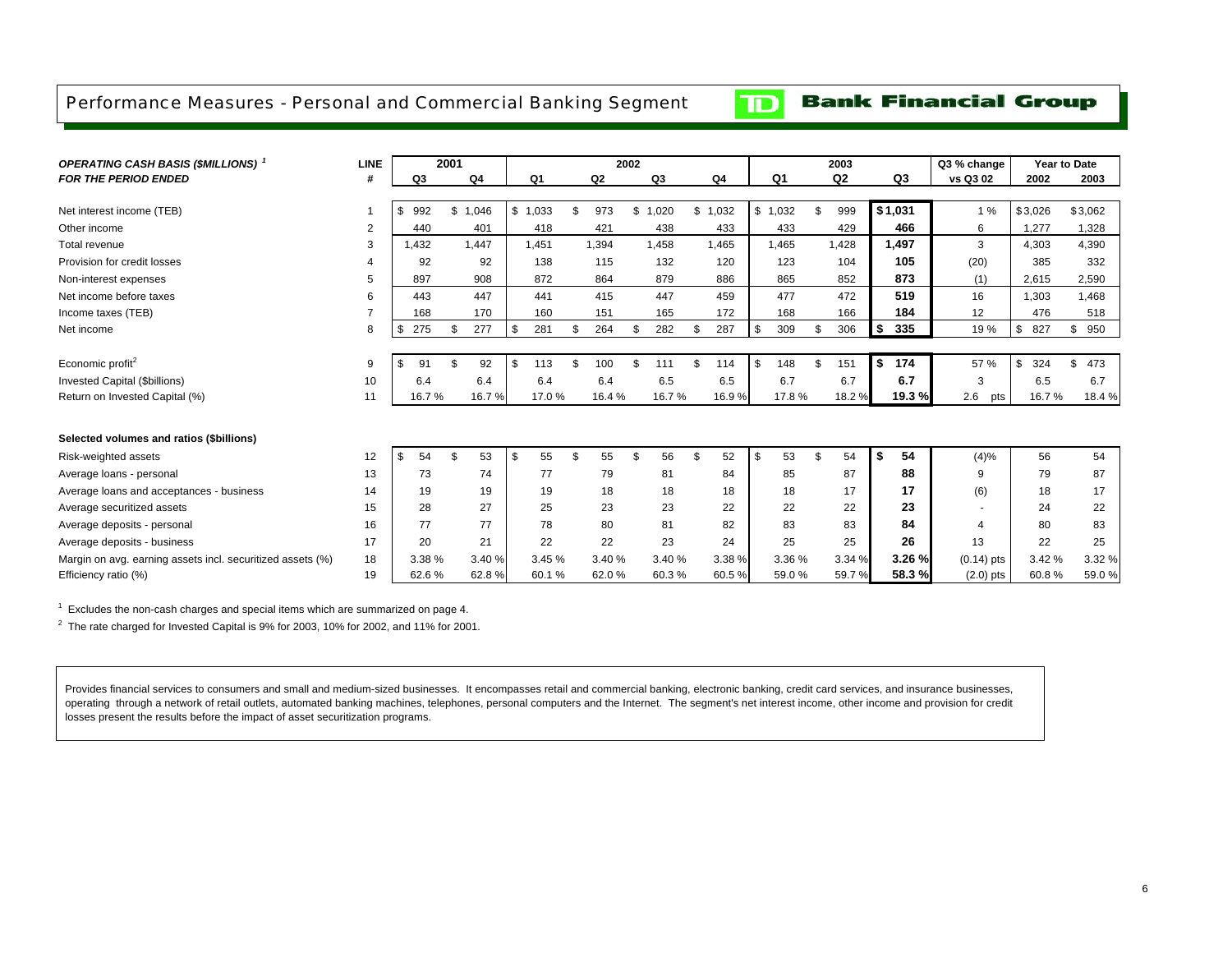# Performance Measures - Personal and Commercial Banking Segment

**TD Bank Financial Group**

| ***OPERATING CASH BASIS ($MILLIONS)*** [1] ***FOR THE PERIOD ENDED*** | **LINE #** | **2001** | | **2002** | | | | **2003** | | | **Q3 % change** | **Year to Date** | |
|---|---|---|---|---|---|---|---|---|---|---|---|---|---|
| | | **Q3** | **Q4** | **Q1** | **Q2** | **Q3** | **Q4** | **Q1** | **Q2** | **Q3** | **vs Q3 02** | **2002** | **2003** |
| Net interest income (TEB) | 1 | $ 992 | $ 1,046 | $ 1,033 | $ 973 | $ 1,020 | $ 1,032 | $ 1,032 | $ 999 | **$1,031** | 1 % | $3,026 | $3,062 |
| Other income | 2 | 440 | 401 | 418 | 421 | 438 | 433 | 433 | 429 | **466** | 6 | 1,277 | 1,328 |
| Total revenue | 3 | 1,432 | 1,447 | 1,451 | 1,394 | 1,458 | 1,465 | 1,465 | 1,428 | **1,497** | 3 | 4,303 | 4,390 |
| Provision for credit losses | 4 | 92 | 92 | 138 | 115 | 132 | 120 | 123 | 104 | **105** | (20) | 385 | 332 |
| Non-interest expenses | 5 | 897 | 908 | 872 | 864 | 879 | 886 | 865 | 852 | **873** | (1) | 2,615 | 2,590 |
| Net income before taxes | 6 | 443 | 447 | 441 | 415 | 447 | 459 | 477 | 472 | **519** | 16 | 1,303 | 1,468 |
| Income taxes (TEB) | 7 | 168 | 170 | 160 | 151 | 165 | 172 | 168 | 166 | **184** | 12 | 476 | 518 |
| Net income | 8 | $ 275 | $ 277 | $ 281 | $ 264 | $ 282 | $ 287 | $ 309 | $ 306 | **$ 335** | 19 % | $ 827 | $ 950 |
| Economic profit[2] | 9 | $ 91 | $ 92 | $ 113 | $ 100 | $ 111 | $ 114 | $ 148 | $ 151 | **$ 174** | 57 % | $ 324 | $ 473 |
| Invested Capital ($billions) | 10 | 6.4 | 6.4 | 6.4 | 6.4 | 6.5 | 6.5 | 6.7 | 6.7 | **6.7** | 3 | 6.5 | 6.7 |
| Return on Invested Capital (%) | 11 | 16.7 % | 16.7 % | 17.0 % | 16.4 % | 16.7 % | 16.9 % | 17.8 % | 18.2 % | **19.3 %** | 2.6 pts | 16.7 % | 18.4 % |
| **Selected volumes and ratios ($billions)** | | | | | | | | | | | | | |
| Risk-weighted assets | 12 | $ 54 | $ 53 | $ 55 | $ 55 | $ 56 | $ 52 | $ 53 | $ 54 | **$ 54** | (4)% | 56 | 54 |
| Average loans - personal | 13 | 73 | 74 | 77 | 79 | 81 | 84 | 85 | 87 | **88** | 9 | 79 | 87 |
| Average loans and acceptances - business | 14 | 19 | 19 | 19 | 18 | 18 | 18 | 18 | 17 | **17** | (6) | 18 | 17 |
| Average securitized assets | 15 | 28 | 27 | 25 | 23 | 23 | 22 | 22 | 22 | **23** | - | 24 | 22 |
| Average deposits - personal | 16 | 77 | 77 | 78 | 80 | 81 | 82 | 83 | 83 | **84** | 4 | 80 | 83 |
| Average deposits - business | 17 | 20 | 21 | 22 | 22 | 23 | 24 | 25 | 25 | **26** | 13 | 22 | 25 |
| Margin on avg. earning assets incl. securitized assets (%) | 18 | 3.38 % | 3.40 % | 3.45 % | 3.40 % | 3.40 % | 3.38 % | 3.36 % | 3.34 % | **3.26 %** | (0.14) pts | 3.42 % | 3.32 % |
| Efficiency ratio (%) | 19 | 62.6 % | 62.8 % | 60.1 % | 62.0 % | 60.3 % | 60.5 % | 59.0 % | 59.7 % | **58.3 %** | (2.0) pts | 60.8 % | 59.0 % |

[1] Excludes the non-cash charges and special items which are summarized on page 4.

[2] The rate charged for Invested Capital is 9% for 2003, 10% for 2002, and 11% for 2001.

Provides financial services to consumers and small and medium-sized businesses. It encompasses retail and commercial banking, electronic banking, credit card services, and insurance businesses, operating through a network of retail outlets, automated banking machines, telephones, personal computers and the Internet. The segment's net interest income, other income and provision for credit losses present the results before the impact of asset securitization programs.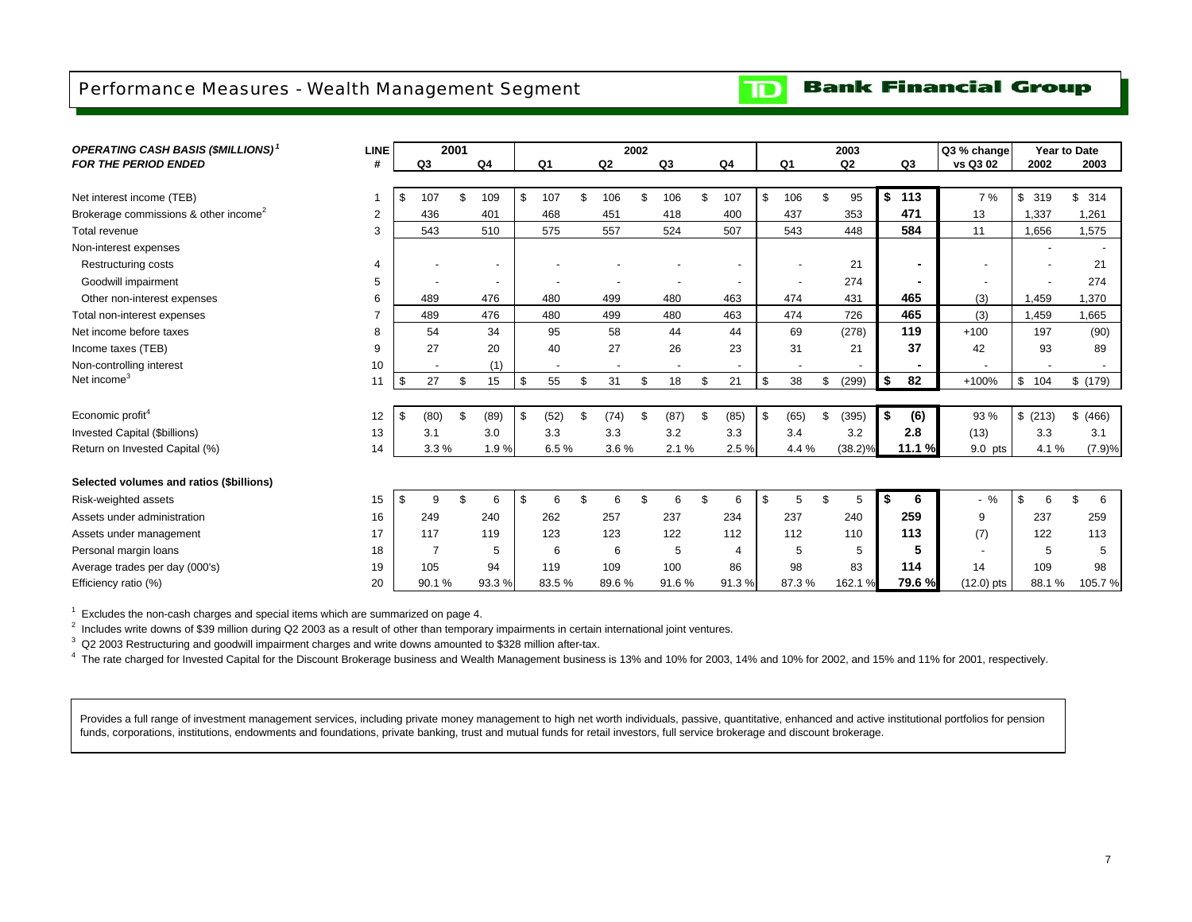## Performance Measures - Wealth Management Segment

**TD Bank Financial Group**

| ***OPERATING CASH BASIS ($MILLIONS)*** [1] ***FOR THE PERIOD ENDED*** | LINE # | 2001 Q3 | 2001 Q4 | 2002 Q1 | 2002 Q2 | 2002 Q3 | 2002 Q4 | 2003 Q1 | 2003 Q2 | 2003 Q3 | Q3 % change vs Q3 02 | Year to Date 2002 | Year to Date 2003 |
|---|---|---|---|---|---|---|---|---|---|---|---|---|---|
| Net interest income (TEB) | 1 | $ 107 | $ 109 | $ 107 | $ 106 | $ 106 | $ 107 | $ 106 | $ 95 | **$ 113** | 7 % | $ 319 | $ 314 |
| Brokerage commissions & other income[2] | 2 | 436 | 401 | 468 | 451 | 418 | 400 | 437 | 353 | **471** | 13 | 1,337 | 1,261 |
| Total revenue | 3 | 543 | 510 | 575 | 557 | 524 | 507 | 543 | 448 | **584** | 11 | 1,656 | 1,575 |
| Non-interest expenses | | | | | | | | | | | | - | - |
| Restructuring costs | 4 | - | - | - | - | - | - | - | 21 | **-** | - | - | 21 |
| Goodwill impairment | 5 | - | - | - | - | - | - | - | 274 | **-** | - | - | 274 |
| Other non-interest expenses | 6 | 489 | 476 | 480 | 499 | 480 | 463 | 474 | 431 | **465** | (3) | 1,459 | 1,370 |
| Total non-interest expenses | 7 | 489 | 476 | 480 | 499 | 480 | 463 | 474 | 726 | **465** | (3) | 1,459 | 1,665 |
| Net income before taxes | 8 | 54 | 34 | 95 | 58 | 44 | 44 | 69 | (278) | **119** | +100 | 197 | (90) |
| Income taxes (TEB) | 9 | 27 | 20 | 40 | 27 | 26 | 23 | 31 | 21 | **37** | 42 | 93 | 89 |
| Non-controlling interest | 10 | - | (1) | - | - | - | - | - | - | **-** | - | - | - |
| Net income[3] | 11 | $ 27 | $ 15 | $ 55 | $ 31 | $ 18 | $ 21 | $ 38 | $ (299) | **$ 82** | +100% | $ 104 | $ (179) |
| | | | | | | | | | | | | | |
| Economic profit[4] | 12 | $ (80) | $ (89) | $ (52) | $ (74) | $ (87) | $ (85) | $ (65) | $ (395) | **$ (6)** | 93 % | $ (213) | $ (466) |
| Invested Capital ($billions) | 13 | 3.1 | 3.0 | 3.3 | 3.3 | 3.2 | 3.3 | 3.4 | 3.2 | **2.8** | (13) | 3.3 | 3.1 |
| Return on Invested Capital (%) | 14 | 3.3 % | 1.9 % | 6.5 % | 3.6 % | 2.1 % | 2.5 % | 4.4 % | (38.2)% | **11.1 %** | 9.0 pts | 4.1 % | (7.9)% |
| | | | | | | | | | | | | | |
| **Selected volumes and ratios ($billions)** | | | | | | | | | | | | | |
| Risk-weighted assets | 15 | $ 9 | $ 6 | $ 6 | $ 6 | $ 6 | $ 6 | $ 5 | $ 5 | **$ 6** | - % | $ 6 | $ 6 |
| Assets under administration | 16 | 249 | 240 | 262 | 257 | 237 | 234 | 237 | 240 | **259** | 9 | 237 | 259 |
| Assets under management | 17 | 117 | 119 | 123 | 123 | 122 | 112 | 112 | 110 | **113** | (7) | 122 | 113 |
| Personal margin loans | 18 | 7 | 5 | 6 | 6 | 5 | 4 | 5 | 5 | **5** | - | 5 | 5 |
| Average trades per day (000's) | 19 | 105 | 94 | 119 | 109 | 100 | 86 | 98 | 83 | **114** | 14 | 109 | 98 |
| Efficiency ratio (%) | 20 | 90.1 % | 93.3 % | 83.5 % | 89.6 % | 91.6 % | 91.3 % | 87.3 % | 162.1 % | **79.6 %** | (12.0) pts | 88.1 % | 105.7 % |

[1] Excludes the non-cash charges and special items which are summarized on page 4.

[2] Includes write downs of $39 million during Q2 2003 as a result of other than temporary impairments in certain international joint ventures.

[3] Q2 2003 Restructuring and goodwill impairment charges and write downs amounted to $328 million after-tax.

[4] The rate charged for Invested Capital for the Discount Brokerage business and Wealth Management business is 13% and 10% for 2003, 14% and 10% for 2002, and 15% and 11% for 2001, respectively.

Provides a full range of investment management services, including private money management to high net worth individuals, passive, quantitative, enhanced and active institutional portfolios for pension funds, corporations, institutions, endowments and foundations, private banking, trust and mutual funds for retail investors, full service brokerage and discount brokerage.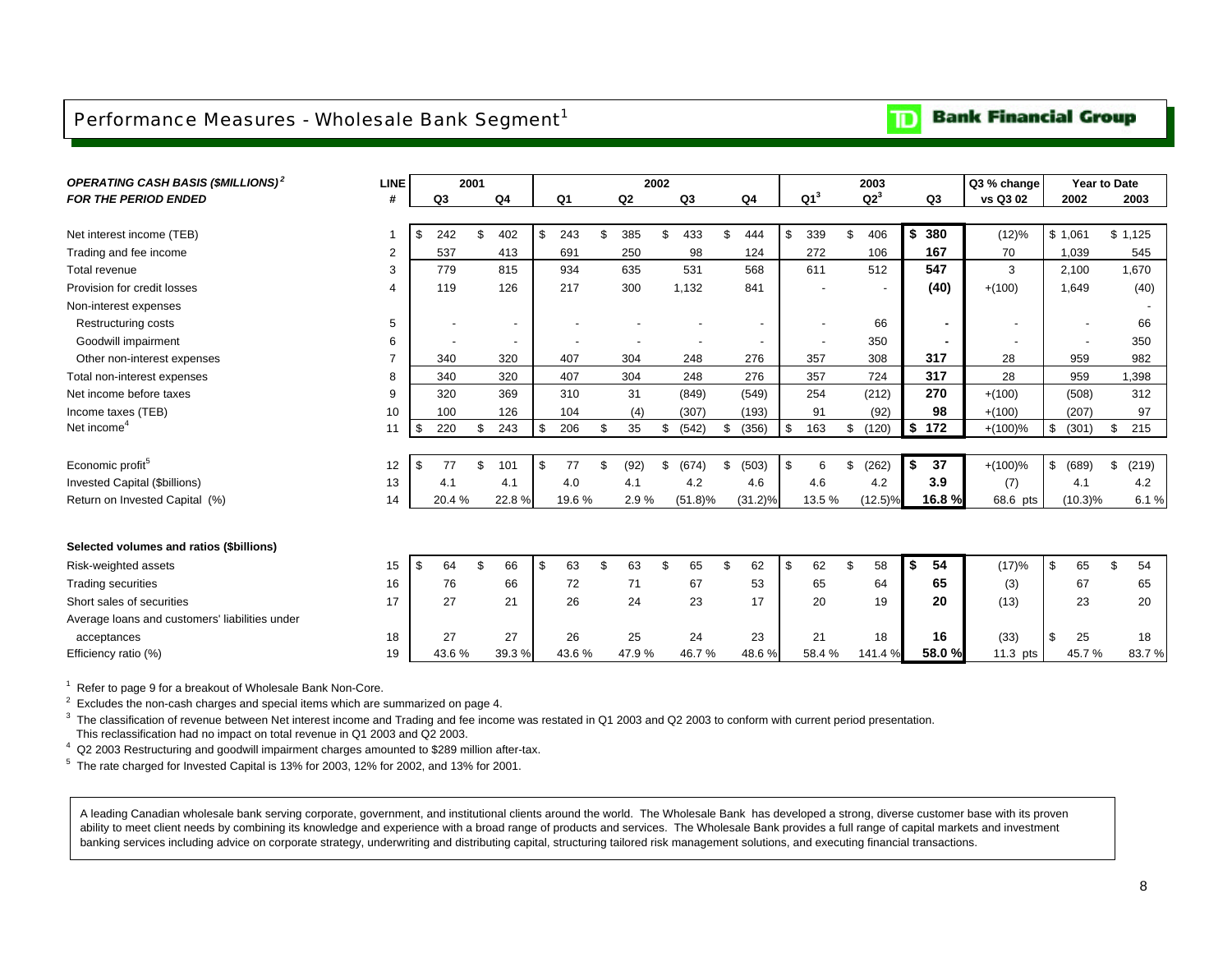## Performance Measures - Wholesale Bank Segment[1]

**TD Bank Financial Group**

| ***OPERATING CASH BASIS ($MILLIONS)[2]*** ***FOR THE PERIOD ENDED*** | LINE # | 2001 Q3 | 2001 Q4 | 2002 Q1 | 2002 Q2 | 2002 Q3 | 2002 Q4 | 2003 Q1[3] | 2003 Q2[3] | 2003 Q3 | Q3 % change vs Q3 02 | Year to Date 2002 | Year to Date 2003 |
|---|---|---|---|---|---|---|---|---|---|---|---|---|---|
| Net interest income (TEB) | 1 | $ 242 | $ 402 | $ 243 | $ 385 | $ 433 | $ 444 | $ 339 | $ 406 | **$ 380** | (12)% | $ 1,061 | $ 1,125 |
| Trading and fee income | 2 | 537 | 413 | 691 | 250 | 98 | 124 | 272 | 106 | **167** | 70 | 1,039 | 545 |
| Total revenue | 3 | 779 | 815 | 934 | 635 | 531 | 568 | 611 | 512 | **547** | 3 | 2,100 | 1,670 |
| Provision for credit losses | 4 | 119 | 126 | 217 | 300 | 1,132 | 841 | - | - | **(40)** | +(100) | 1,649 | (40) |
| Non-interest expenses | | | | | | | | | | | | | - |
| Restructuring costs | 5 | - | - | - | - | - | - | - | 66 | **-** | - | - | 66 |
| Goodwill impairment | 6 | - | - | - | - | - | - | - | 350 | **-** | - | - | 350 |
| Other non-interest expenses | 7 | 340 | 320 | 407 | 304 | 248 | 276 | 357 | 308 | **317** | 28 | 959 | 982 |
| Total non-interest expenses | 8 | 340 | 320 | 407 | 304 | 248 | 276 | 357 | 724 | **317** | 28 | 959 | 1,398 |
| Net income before taxes | 9 | 320 | 369 | 310 | 31 | (849) | (549) | 254 | (212) | **270** | +(100) | (508) | 312 |
| Income taxes (TEB) | 10 | 100 | 126 | 104 | (4) | (307) | (193) | 91 | (92) | **98** | +(100) | (207) | 97 |
| Net income[4] | 11 | $ 220 | $ 243 | $ 206 | $ 35 | $ (542) | $ (356) | $ 163 | $ (120) | **$ 172** | +(100)% | $ (301) | $ 215 |
| | | | | | | | | | | | | | |
| Economic profit[5] | 12 | $ 77 | $ 101 | $ 77 | $ (92) | $ (674) | $ (503) | $ 6 | $ (262) | **$ 37** | +(100)% | $ (689) | $ (219) |
| Invested Capital ($billions) | 13 | 4.1 | 4.1 | 4.0 | 4.1 | 4.2 | 4.6 | 4.6 | 4.2 | **3.9** | (7) | 4.1 | 4.2 |
| Return on Invested Capital (%) | 14 | 20.4 % | 22.8 % | 19.6 % | 2.9 % | (51.8)% | (31.2)% | 13.5 % | (12.5)% | **16.8 %** | 68.6 pts | (10.3)% | 6.1 % |
| | | | | | | | | | | | | | |
| **Selected volumes and ratios ($billions)** | | | | | | | | | | | | | |
| Risk-weighted assets | 15 | $ 64 | $ 66 | $ 63 | $ 63 | $ 65 | $ 62 | $ 62 | $ 58 | **$ 54** | (17)% | $ 65 | $ 54 |
| Trading securities | 16 | 76 | 66 | 72 | 71 | 67 | 53 | 65 | 64 | **65** | (3) | 67 | 65 |
| Short sales of securities | 17 | 27 | 21 | 26 | 24 | 23 | 17 | 20 | 19 | **20** | (13) | 23 | 20 |
| Average loans and customers' liabilities under acceptances | 18 | 27 | 27 | 26 | 25 | 24 | 23 | 21 | 18 | **16** | (33) | $ 25 | 18 |
| Efficiency ratio (%) | 19 | 43.6 % | 39.3 % | 43.6 % | 47.9 % | 46.7 % | 48.6 % | 58.4 % | 141.4 % | **58.0 %** | 11.3 pts | 45.7 % | 83.7 % |

[1] Refer to page 9 for a breakout of Wholesale Bank Non-Core.

[2] Excludes the non-cash charges and special items which are summarized on page 4.

[3] The classification of revenue between Net interest income and Trading and fee income was restated in Q1 2003 and Q2 2003 to conform with current period presentation. This reclassification had no impact on total revenue in Q1 2003 and Q2 2003.

[4] Q2 2003 Restructuring and goodwill impairment charges amounted to $289 million after-tax.

[5] The rate charged for Invested Capital is 13% for 2003, 12% for 2002, and 13% for 2001.

A leading Canadian wholesale bank serving corporate, government, and institutional clients around the world. The Wholesale Bank has developed a strong, diverse customer base with its proven ability to meet client needs by combining its knowledge and experience with a broad range of products and services. The Wholesale Bank provides a full range of capital markets and investment banking services including advice on corporate strategy, underwriting and distributing capital, structuring tailored risk management solutions, and executing financial transactions.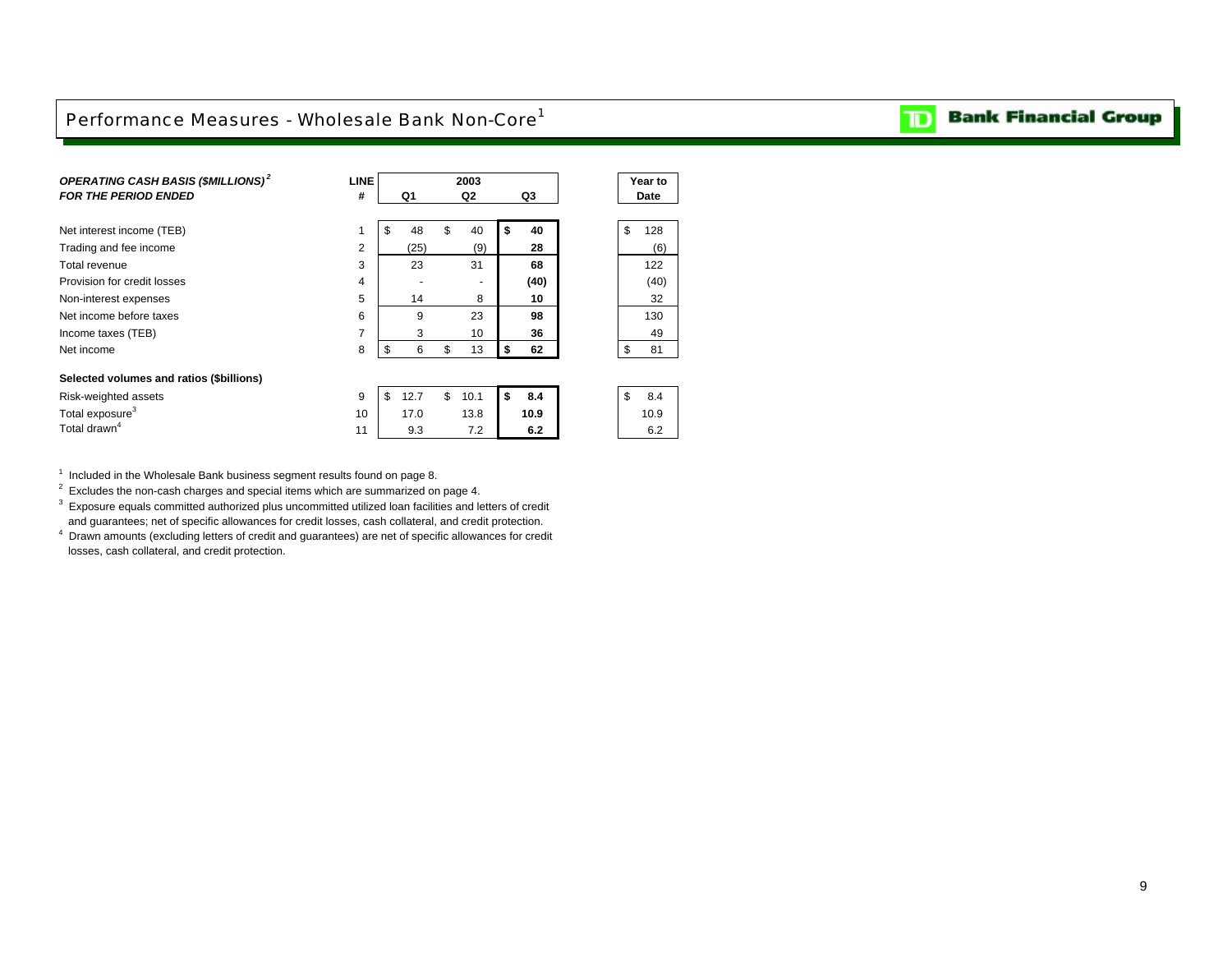# Performance Measures - Wholesale Bank Non-Core[1]

| ***OPERATING CASH BASIS ($MILLIONS)[2]*** ***FOR THE PERIOD ENDED*** | **LINE #** | **2003 Q1** | **2003 Q2** | **2003 Q3** | **Year to Date** |
|---|---|---|---|---|---|
| Net interest income (TEB) | 1 | $ 48 | $ 40 | **$ 40** | $ 128 |
| Trading and fee income | 2 | (25) | (9) | **28** | (6) |
| Total revenue | 3 | 23 | 31 | **68** | 122 |
| Provision for credit losses | 4 | - | - | **(40)** | (40) |
| Non-interest expenses | 5 | 14 | 8 | **10** | 32 |
| Net income before taxes | 6 | 9 | 23 | **98** | 130 |
| Income taxes (TEB) | 7 | 3 | 10 | **36** | 49 |
| Net income | 8 | $ 6 | $ 13 | **$ 62** | $ 81 |
| **Selected volumes and ratios ($billions)** | | | | | |
| Risk-weighted assets | 9 | $ 12.7 | $ 10.1 | **$ 8.4** | $ 8.4 |
| Total exposure[3] | 10 | 17.0 | 13.8 | **10.9** | 10.9 |
| Total drawn[4] | 11 | 9.3 | 7.2 | **6.2** | 6.2 |

[1] Included in the Wholesale Bank business segment results found on page 8.

[2] Excludes the non-cash charges and special items which are summarized on page 4.

[3] Exposure equals committed authorized plus uncommitted utilized loan facilities and letters of credit and guarantees; net of specific allowances for credit losses, cash collateral, and credit protection.

[4] Drawn amounts (excluding letters of credit and guarantees) are net of specific allowances for credit losses, cash collateral, and credit protection.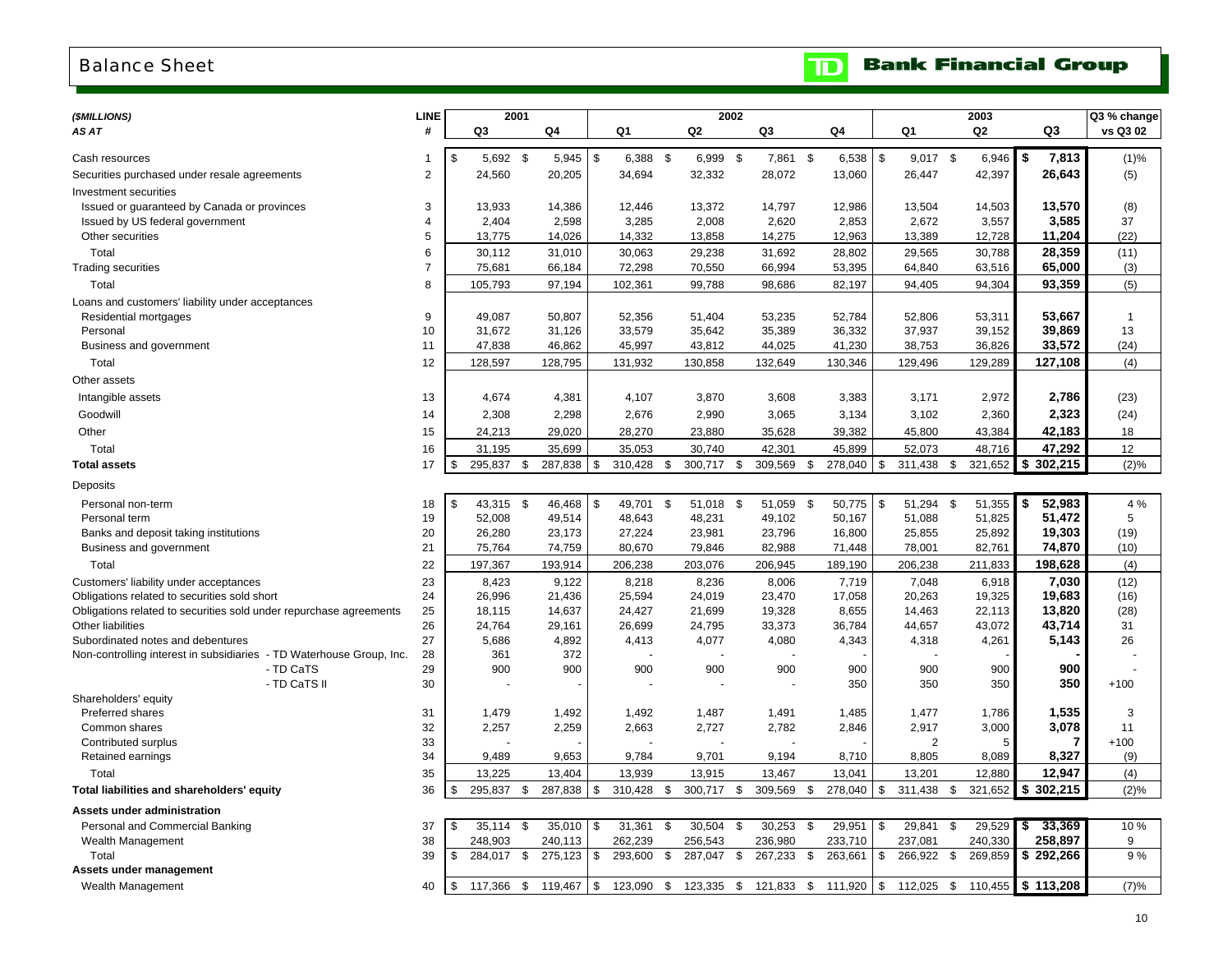# Balance Sheet

**TD Bank Financial Group**

| *($MILLIONS)* *AS AT* | LINE # | 2001 Q3 | 2001 Q4 | 2002 Q1 | 2002 Q2 | 2002 Q3 | 2002 Q4 | 2003 Q1 | 2003 Q2 | 2003 Q3 | Q3 % change vs Q3 02 |
|---|---|---|---|---|---|---|---|---|---|---|---|
| Cash resources | 1 | $ 5,692 | $ 5,945 | $ 6,388 | $ 6,999 | $ 7,861 | $ 6,538 | $ 9,017 | $ 6,946 | **$ 7,813** | (1)% |
| Securities purchased under resale agreements | 2 | 24,560 | 20,205 | 34,694 | 32,332 | 28,072 | 13,060 | 26,447 | 42,397 | **26,643** | (5) |
| Investment securities | | | | | | | | | | | |
| Issued or guaranteed by Canada or provinces | 3 | 13,933 | 14,386 | 12,446 | 13,372 | 14,797 | 12,986 | 13,504 | 14,503 | **13,570** | (8) |
| Issued by US federal government | 4 | 2,404 | 2,598 | 3,285 | 2,008 | 2,620 | 2,853 | 2,672 | 3,557 | **3,585** | 37 |
| Other securities | 5 | 13,775 | 14,026 | 14,332 | 13,858 | 14,275 | 12,963 | 13,389 | 12,728 | **11,204** | (22) |
| Total | 6 | 30,112 | 31,010 | 30,063 | 29,238 | 31,692 | 28,802 | 29,565 | 30,788 | **28,359** | (11) |
| Trading securities | 7 | 75,681 | 66,184 | 72,298 | 70,550 | 66,994 | 53,395 | 64,840 | 63,516 | **65,000** | (3) |
| Total | 8 | 105,793 | 97,194 | 102,361 | 99,788 | 98,686 | 82,197 | 94,405 | 94,304 | **93,359** | (5) |
| Loans and customers' liability under acceptances | | | | | | | | | | | |
| Residential mortgages | 9 | 49,087 | 50,807 | 52,356 | 51,404 | 53,235 | 52,784 | 52,806 | 53,311 | **53,667** | 1 |
| Personal | 10 | 31,672 | 31,126 | 33,579 | 35,642 | 35,389 | 36,332 | 37,937 | 39,152 | **39,869** | 13 |
| Business and government | 11 | 47,838 | 46,862 | 45,997 | 43,812 | 44,025 | 41,230 | 38,753 | 36,826 | **33,572** | (24) |
| Total | 12 | 128,597 | 128,795 | 131,932 | 130,858 | 132,649 | 130,346 | 129,496 | 129,289 | **127,108** | (4) |
| Other assets | | | | | | | | | | | |
| Intangible assets | 13 | 4,674 | 4,381 | 4,107 | 3,870 | 3,608 | 3,383 | 3,171 | 2,972 | **2,786** | (23) |
| Goodwill | 14 | 2,308 | 2,298 | 2,676 | 2,990 | 3,065 | 3,134 | 3,102 | 2,360 | **2,323** | (24) |
| Other | 15 | 24,213 | 29,020 | 28,270 | 23,880 | 35,628 | 39,382 | 45,800 | 43,384 | **42,183** | 18 |
| Total | 16 | 31,195 | 35,699 | 35,053 | 30,740 | 42,301 | 45,899 | 52,073 | 48,716 | **47,292** | 12 |
| **Total assets** | 17 | $ 295,837 | $ 287,838 | $ 310,428 | $ 300,717 | $ 309,569 | $ 278,040 | $ 311,438 | $ 321,652 | **$ 302,215** | (2)% |
| Deposits | | | | | | | | | | | |
| Personal non-term | 18 | $ 43,315 | $ 46,468 | $ 49,701 | $ 51,018 | $ 51,059 | $ 50,775 | $ 51,294 | $ 51,355 | **$ 52,983** | 4 % |
| Personal term | 19 | 52,008 | 49,514 | 48,643 | 48,231 | 49,102 | 50,167 | 51,088 | 51,825 | **51,472** | 5 |
| Banks and deposit taking institutions | 20 | 26,280 | 23,173 | 27,224 | 23,981 | 23,796 | 16,800 | 25,855 | 25,892 | **19,303** | (19) |
| Business and government | 21 | 75,764 | 74,759 | 80,670 | 79,846 | 82,988 | 71,448 | 78,001 | 82,761 | **74,870** | (10) |
| Total | 22 | 197,367 | 193,914 | 206,238 | 203,076 | 206,945 | 189,190 | 206,238 | 211,833 | **198,628** | (4) |
| Customers' liability under acceptances | 23 | 8,423 | 9,122 | 8,218 | 8,236 | 8,006 | 7,719 | 7,048 | 6,918 | **7,030** | (12) |
| Obligations related to securities sold short | 24 | 26,996 | 21,436 | 25,594 | 24,019 | 23,470 | 17,058 | 20,263 | 19,325 | **19,683** | (16) |
| Obligations related to securities sold under repurchase agreements | 25 | 18,115 | 14,637 | 24,427 | 21,699 | 19,328 | 8,655 | 14,463 | 22,113 | **13,820** | (28) |
| Other liabilities | 26 | 24,764 | 29,161 | 26,699 | 24,795 | 33,373 | 36,784 | 44,657 | 43,072 | **43,714** | 31 |
| Subordinated notes and debentures | 27 | 5,686 | 4,892 | 4,413 | 4,077 | 4,080 | 4,343 | 4,318 | 4,261 | **5,143** | 26 |
| Non-controlling interest in subsidiaries - TD Waterhouse Group, Inc. | 28 | 361 | 372 | - | - | - | - | - | - | **-** | - |
| - TD CaTS | 29 | 900 | 900 | 900 | 900 | 900 | 900 | 900 | 900 | **900** | - |
| - TD CaTS II | 30 | - | - | - | - | - | 350 | 350 | 350 | **350** | +100 |
| Shareholders' equity | | | | | | | | | | | |
| Preferred shares | 31 | 1,479 | 1,492 | 1,492 | 1,487 | 1,491 | 1,485 | 1,477 | 1,786 | **1,535** | 3 |
| Common shares | 32 | 2,257 | 2,259 | 2,663 | 2,727 | 2,782 | 2,846 | 2,917 | 3,000 | **3,078** | 11 |
| Contributed surplus | 33 | - | - | - | - | - | - | 2 | 5 | **7** | +100 |
| Retained earnings | 34 | 9,489 | 9,653 | 9,784 | 9,701 | 9,194 | 8,710 | 8,805 | 8,089 | **8,327** | (9) |
| Total | 35 | 13,225 | 13,404 | 13,939 | 13,915 | 13,467 | 13,041 | 13,201 | 12,880 | **12,947** | (4) |
| **Total liabilities and shareholders' equity** | 36 | $ 295,837 | $ 287,838 | $ 310,428 | $ 300,717 | $ 309,569 | $ 278,040 | $ 311,438 | $ 321,652 | **$ 302,215** | (2)% |
| **Assets under administration** | | | | | | | | | | | |
| Personal and Commercial Banking | 37 | $ 35,114 | $ 35,010 | $ 31,361 | $ 30,504 | $ 30,253 | $ 29,951 | $ 29,841 | $ 29,529 | **$ 33,369** | 10 % |
| Wealth Management | 38 | 248,903 | 240,113 | 262,239 | 256,543 | 236,980 | 233,710 | 237,081 | 240,330 | **258,897** | 9 |
| Total | 39 | $ 284,017 | $ 275,123 | $ 293,600 | $ 287,047 | $ 267,233 | $ 263,661 | $ 266,922 | $ 269,859 | **$ 292,266** | 9 % |
| **Assets under management** | | | | | | | | | | | |
| Wealth Management | 40 | $ 117,366 | $ 119,467 | $ 123,090 | $ 123,335 | $ 121,833 | $ 111,920 | $ 112,025 | $ 110,455 | **$ 113,208** | (7)% |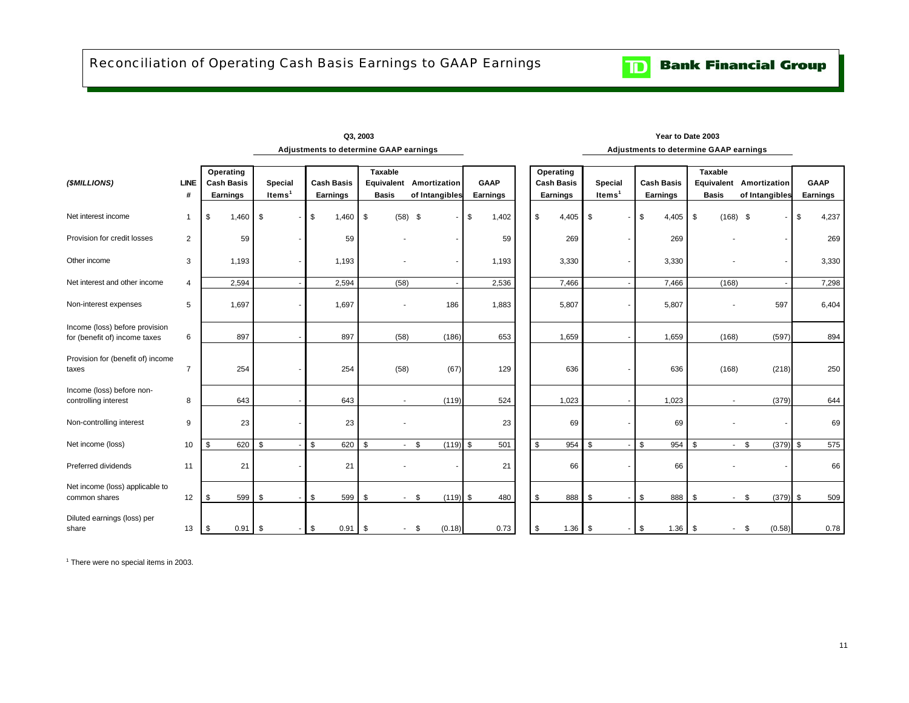# Reconciliation of Operating Cash Basis Earnings to GAAP Earnings

**TD Bank Financial Group**

| | | Q3, 2003 | | | | | | Year to Date 2003 | | | | | |
|---|---|---|---|---|---|---|---|---|---|---|---|---|---|
| | | | Adjustments to determine GAAP earnings | | | | | | Adjustments to determine GAAP earnings | | | | |
| *($MILLIONS)* | LINE # | Operating Cash Basis Earnings | Special Items[1] | Cash Basis Earnings | Taxable Equivalent Basis | Amortization of Intangibles | GAAP Earnings | Operating Cash Basis Earnings | Special Items[1] | Cash Basis Earnings | Taxable Equivalent Basis | Amortization of Intangibles | GAAP Earnings |
| Net interest income | 1 | $ 1,460 | $ - | $ 1,460 | $ (58) | $ - | $ 1,402 | $ 4,405 | $ - | $ 4,405 | $ (168) | $ - | $ 4,237 |
| Provision for credit losses | 2 | 59 | - | 59 | - | - | 59 | 269 | - | 269 | - | - | 269 |
| Other income | 3 | 1,193 | - | 1,193 | - | - | 1,193 | 3,330 | - | 3,330 | - | - | 3,330 |
| Net interest and other income | 4 | 2,594 | - | 2,594 | (58) | - | 2,536 | 7,466 | - | 7,466 | (168) | - | 7,298 |
| Non-interest expenses | 5 | 1,697 | - | 1,697 | - | 186 | 1,883 | 5,807 | - | 5,807 | - | 597 | 6,404 |
| Income (loss) before provision for (benefit of) income taxes | 6 | 897 | - | 897 | (58) | (186) | 653 | 1,659 | - | 1,659 | (168) | (597) | 894 |
| Provision for (benefit of) income taxes | 7 | 254 | - | 254 | (58) | (67) | 129 | 636 | - | 636 | (168) | (218) | 250 |
| Income (loss) before non-controlling interest | 8 | 643 | - | 643 | - | (119) | 524 | 1,023 | - | 1,023 | - | (379) | 644 |
| Non-controlling interest | 9 | 23 | - | 23 | - | | 23 | 69 | - | 69 | - | - | 69 |
| Net income (loss) | 10 | $ 620 | $ - | $ 620 | $ - | $ (119) | $ 501 | $ 954 | $ - | $ 954 | $ - | $ (379) | $ 575 |
| Preferred dividends | 11 | 21 | - | 21 | - | - | 21 | 66 | - | 66 | - | - | 66 |
| Net income (loss) applicable to common shares | 12 | $ 599 | $ - | $ 599 | $ - | $ (119) | $ 480 | $ 888 | $ - | $ 888 | $ - | $ (379) | $ 509 |
| Diluted earnings (loss) per share | 13 | $ 0.91 | $ - | $ 0.91 | $ - | $ (0.18) | 0.73 | $ 1.36 | $ - | $ 1.36 | $ - | $ (0.58) | 0.78 |

[1] There were no special items in 2003.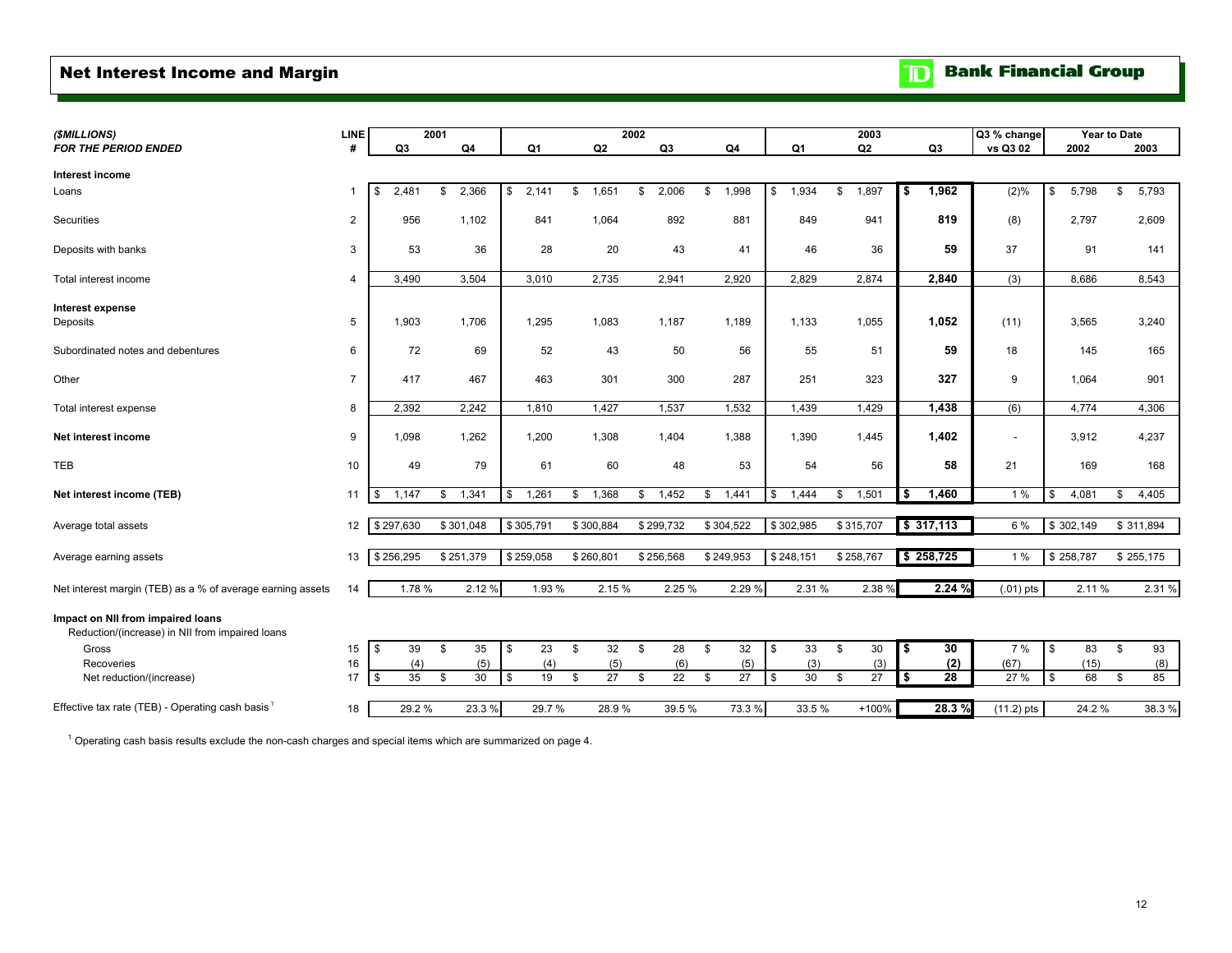# Net Interest Income and Margin

TD Bank Financial Group

| *($MILLIONS)* | LINE | 2001 | | 2002 | | | | 2003 | | | Q3 % change | Year to Date | |
|---|---|---|---|---|---|---|---|---|---|---|---|---|---|
| ***FOR THE PERIOD ENDED*** | **#** | **Q3** | **Q4** | **Q1** | **Q2** | **Q3** | **Q4** | **Q1** | **Q2** | **Q3** | **vs Q3 02** | **2002** | **2003** |
| **Interest income** | | | | | | | | | | | | | |
| Loans | 1 | $ 2,481 | $ 2,366 | $ 2,141 | $ 1,651 | $ 2,006 | $ 1,998 | $ 1,934 | $ 1,897 | **$ 1,962** | (2)% | $ 5,798 | $ 5,793 |
| Securities | 2 | 956 | 1,102 | 841 | 1,064 | 892 | 881 | 849 | 941 | **819** | (8) | 2,797 | 2,609 |
| Deposits with banks | 3 | 53 | 36 | 28 | 20 | 43 | 41 | 46 | 36 | **59** | 37 | 91 | 141 |
| Total interest income | 4 | 3,490 | 3,504 | 3,010 | 2,735 | 2,941 | 2,920 | 2,829 | 2,874 | **2,840** | (3) | 8,686 | 8,543 |
| **Interest expense** | | | | | | | | | | | | | |
| Deposits | 5 | 1,903 | 1,706 | 1,295 | 1,083 | 1,187 | 1,189 | 1,133 | 1,055 | **1,052** | (11) | 3,565 | 3,240 |
| Subordinated notes and debentures | 6 | 72 | 69 | 52 | 43 | 50 | 56 | 55 | 51 | **59** | 18 | 145 | 165 |
| Other | 7 | 417 | 467 | 463 | 301 | 300 | 287 | 251 | 323 | **327** | 9 | 1,064 | 901 |
| Total interest expense | 8 | 2,392 | 2,242 | 1,810 | 1,427 | 1,537 | 1,532 | 1,439 | 1,429 | **1,438** | (6) | 4,774 | 4,306 |
| **Net interest income** | 9 | 1,098 | 1,262 | 1,200 | 1,308 | 1,404 | 1,388 | 1,390 | 1,445 | **1,402** | - | 3,912 | 4,237 |
| TEB | 10 | 49 | 79 | 61 | 60 | 48 | 53 | 54 | 56 | **58** | 21 | 169 | 168 |
| **Net interest income (TEB)** | 11 | $ 1,147 | $ 1,341 | $ 1,261 | $ 1,368 | $ 1,452 | $ 1,441 | $ 1,444 | $ 1,501 | **$ 1,460** | 1 % | $ 4,081 | $ 4,405 |
| Average total assets | 12 | $ 297,630 | $ 301,048 | $ 305,791 | $ 300,884 | $ 299,732 | $ 304,522 | $ 302,985 | $ 315,707 | **$ 317,113** | 6 % | $ 302,149 | $ 311,894 |
| Average earning assets | 13 | $ 256,295 | $ 251,379 | $ 259,058 | $ 260,801 | $ 256,568 | $ 249,953 | $ 248,151 | $ 258,767 | **$ 258,725** | 1 % | $ 258,787 | $ 255,175 |
| Net interest margin (TEB) as a % of average earning assets | 14 | 1.78 % | 2.12 % | 1.93 % | 2.15 % | 2.25 % | 2.29 % | 2.31 % | 2.38 % | **2.24 %** | (.01) pts | 2.11 % | 2.31 % |
| **Impact on NII from impaired loans** | | | | | | | | | | | | | |
| Reduction/(increase) in NII from impaired loans | | | | | | | | | | | | | |
| Gross | 15 | $ 39 | $ 35 | $ 23 | $ 32 | $ 28 | $ 32 | $ 33 | $ 30 | **$ 30** | 7 % | $ 83 | $ 93 |
| Recoveries | 16 | (4) | (5) | (4) | (5) | (6) | (5) | (3) | (3) | **(2)** | (67) | (15) | (8) |
| Net reduction/(increase) | 17 | $ 35 | $ 30 | $ 19 | $ 27 | $ 22 | $ 27 | $ 30 | $ 27 | **$ 28** | 27 % | $ 68 | $ 85 |
| Effective tax rate (TEB) - Operating cash basis [1] | 18 | 29.2 % | 23.3 % | 29.7 % | 28.9 % | 39.5 % | 73.3 % | 33.5 % | +100% | **28.3 %** | (11.2) pts | 24.2 % | 38.3 % |

[1] Operating cash basis results exclude the non-cash charges and special items which are summarized on page 4.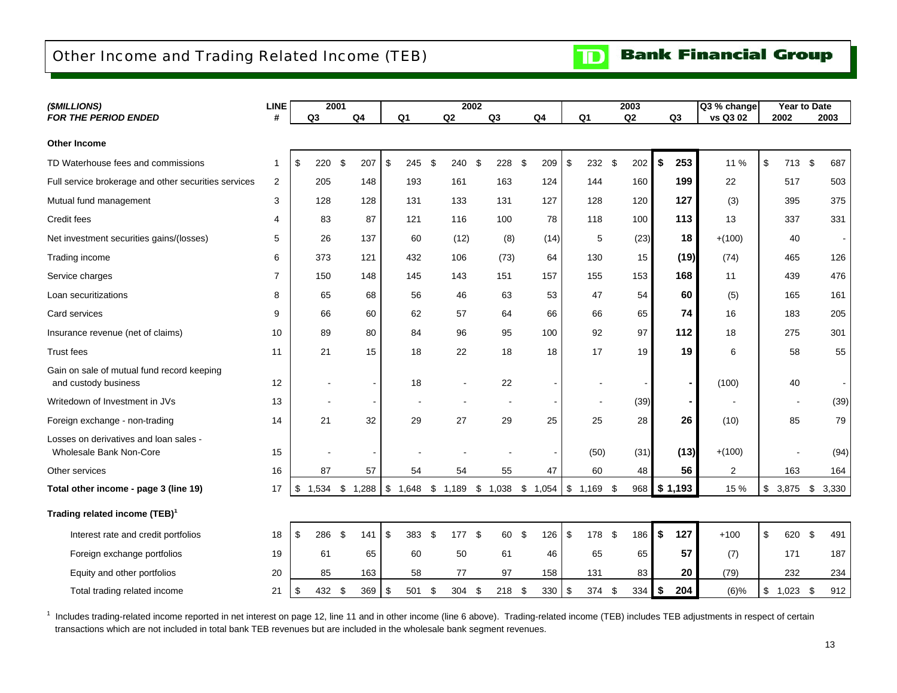# Other Income and Trading Related Income (TEB)

**TD Bank Financial Group**

| *($MILLIONS)* | LINE | 2001 | | 2002 | | | | 2003 | | | Q3 % change | Year to Date | |
|---|---|---|---|---|---|---|---|---|---|---|---|---|---|
| ***FOR THE PERIOD ENDED*** | **#** | **Q3** | **Q4** | **Q1** | **Q2** | **Q3** | **Q4** | **Q1** | **Q2** | **Q3** | **vs Q3 02** | **2002** | **2003** |
| **Other Income** | | | | | | | | | | | | | |
| TD Waterhouse fees and commissions | 1 | $ 220 | $ 207 | $ 245 | $ 240 | $ 228 | $ 209 | $ 232 | $ 202 | **$ 253** | 11 % | $ 713 | $ 687 |
| Full service brokerage and other securities services | 2 | 205 | 148 | 193 | 161 | 163 | 124 | 144 | 160 | **199** | 22 | 517 | 503 |
| Mutual fund management | 3 | 128 | 128 | 131 | 133 | 131 | 127 | 128 | 120 | **127** | (3) | 395 | 375 |
| Credit fees | 4 | 83 | 87 | 121 | 116 | 100 | 78 | 118 | 100 | **113** | 13 | 337 | 331 |
| Net investment securities gains/(losses) | 5 | 26 | 137 | 60 | (12) | (8) | (14) | 5 | (23) | **18** | +(100) | 40 | - |
| Trading income | 6 | 373 | 121 | 432 | 106 | (73) | 64 | 130 | 15 | **(19)** | (74) | 465 | 126 |
| Service charges | 7 | 150 | 148 | 145 | 143 | 151 | 157 | 155 | 153 | **168** | 11 | 439 | 476 |
| Loan securitizations | 8 | 65 | 68 | 56 | 46 | 63 | 53 | 47 | 54 | **60** | (5) | 165 | 161 |
| Card services | 9 | 66 | 60 | 62 | 57 | 64 | 66 | 66 | 65 | **74** | 16 | 183 | 205 |
| Insurance revenue (net of claims) | 10 | 89 | 80 | 84 | 96 | 95 | 100 | 92 | 97 | **112** | 18 | 275 | 301 |
| Trust fees | 11 | 21 | 15 | 18 | 22 | 18 | 18 | 17 | 19 | **19** | 6 | 58 | 55 |
| Gain on sale of mutual fund record keeping and custody business | 12 | - | - | 18 | - | 22 | - | - | - | **-** | (100) | 40 | - |
| Writedown of Investment in JVs | 13 | - | - | - | - | - | - | - | (39) | **-** | - | - | (39) |
| Foreign exchange - non-trading | 14 | 21 | 32 | 29 | 27 | 29 | 25 | 25 | 28 | **26** | (10) | 85 | 79 |
| Losses on derivatives and loan sales - Wholesale Bank Non-Core | 15 | - | - | - | - | - | - | (50) | (31) | **(13)** | +(100) | - | (94) |
| Other services | 16 | 87 | 57 | 54 | 54 | 55 | 47 | 60 | 48 | **56** | 2 | 163 | 164 |
| **Total other income - page 3 (line 19)** | 17 | $ 1,534 | $ 1,288 | $ 1,648 | $ 1,189 | $ 1,038 | $ 1,054 | $ 1,169 | $ 968 | **$ 1,193** | 15 % | $ 3,875 | $ 3,330 |
| **Trading related income (TEB)**[1] | | | | | | | | | | | | | |
| Interest rate and credit portfolios | 18 | $ 286 | $ 141 | $ 383 | $ 177 | $ 60 | $ 126 | $ 178 | $ 186 | **$ 127** | +100 | $ 620 | $ 491 |
| Foreign exchange portfolios | 19 | 61 | 65 | 60 | 50 | 61 | 46 | 65 | 65 | **57** | (7) | 171 | 187 |
| Equity and other portfolios | 20 | 85 | 163 | 58 | 77 | 97 | 158 | 131 | 83 | **20** | (79) | 232 | 234 |
| Total trading related income | 21 | $ 432 | $ 369 | $ 501 | $ 304 | $ 218 | $ 330 | $ 374 | $ 334 | **$ 204** | (6)% | $ 1,023 | $ 912 |

[1] Includes trading-related income reported in net interest on page 12, line 11 and in other income (line 6 above). Trading-related income (TEB) includes TEB adjustments in respect of certain transactions which are not included in total bank TEB revenues but are included in the wholesale bank segment revenues.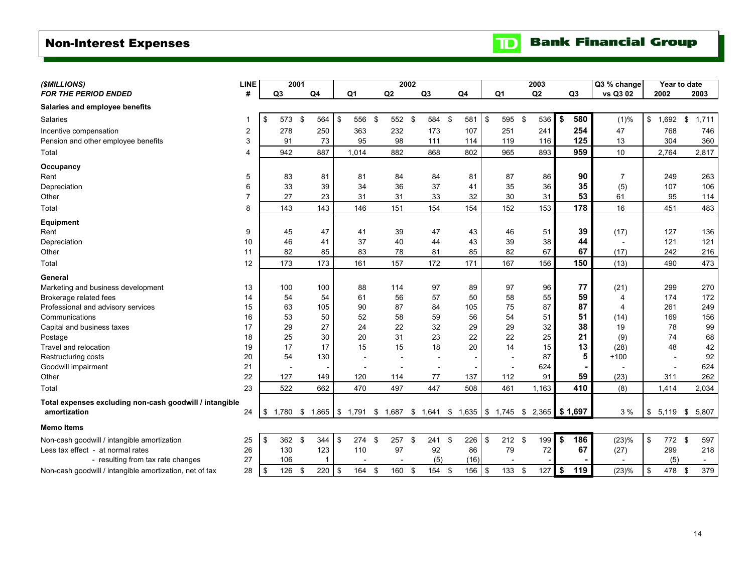# Non-Interest Expenses

TD Bank Financial Group

| ($MILLIONS) FOR THE PERIOD ENDED | LINE # | 2001 Q3 | 2001 Q4 | 2002 Q1 | 2002 Q2 | 2002 Q3 | 2002 Q4 | 2003 Q1 | 2003 Q2 | 2003 Q3 | Q3 % change vs Q3 02 | Year to date 2002 | Year to date 2003 |
|---|---|---|---|---|---|---|---|---|---|---|---|---|---|
| **Salaries and employee benefits** | | | | | | | | | | | | | |
| Salaries | 1 | $ 573 | $ 564 | $ 556 | $ 552 | $ 584 | $ 581 | $ 595 | $ 536 | **$ 580** | (1)% | $ 1,692 | $ 1,711 |
| Incentive compensation | 2 | 278 | 250 | 363 | 232 | 173 | 107 | 251 | 241 | **254** | 47 | 768 | 746 |
| Pension and other employee benefits | 3 | 91 | 73 | 95 | 98 | 111 | 114 | 119 | 116 | **125** | 13 | 304 | 360 |
| Total | 4 | 942 | 887 | 1,014 | 882 | 868 | 802 | 965 | 893 | **959** | 10 | 2,764 | 2,817 |
| **Occupancy** | | | | | | | | | | | | | |
| Rent | 5 | 83 | 81 | 81 | 84 | 84 | 81 | 87 | 86 | **90** | 7 | 249 | 263 |
| Depreciation | 6 | 33 | 39 | 34 | 36 | 37 | 41 | 35 | 36 | **35** | (5) | 107 | 106 |
| Other | 7 | 27 | 23 | 31 | 31 | 33 | 32 | 30 | 31 | **53** | 61 | 95 | 114 |
| Total | 8 | 143 | 143 | 146 | 151 | 154 | 154 | 152 | 153 | **178** | 16 | 451 | 483 |
| **Equipment** | | | | | | | | | | | | | |
| Rent | 9 | 45 | 47 | 41 | 39 | 47 | 43 | 46 | 51 | **39** | (17) | 127 | 136 |
| Depreciation | 10 | 46 | 41 | 37 | 40 | 44 | 43 | 39 | 38 | **44** | - | 121 | 121 |
| Other | 11 | 82 | 85 | 83 | 78 | 81 | 85 | 82 | 67 | **67** | (17) | 242 | 216 |
| Total | 12 | 173 | 173 | 161 | 157 | 172 | 171 | 167 | 156 | **150** | (13) | 490 | 473 |
| **General** | | | | | | | | | | | | | |
| Marketing and business development | 13 | 100 | 100 | 88 | 114 | 97 | 89 | 97 | 96 | **77** | (21) | 299 | 270 |
| Brokerage related fees | 14 | 54 | 54 | 61 | 56 | 57 | 50 | 58 | 55 | **59** | 4 | 174 | 172 |
| Professional and advisory services | 15 | 63 | 105 | 90 | 87 | 84 | 105 | 75 | 87 | **87** | 4 | 261 | 249 |
| Communications | 16 | 53 | 50 | 52 | 58 | 59 | 56 | 54 | 51 | **51** | (14) | 169 | 156 |
| Capital and business taxes | 17 | 29 | 27 | 24 | 22 | 32 | 29 | 29 | 32 | **38** | 19 | 78 | 99 |
| Postage | 18 | 25 | 30 | 20 | 31 | 23 | 22 | 22 | 25 | **21** | (9) | 74 | 68 |
| Travel and relocation | 19 | 17 | 17 | 15 | 15 | 18 | 20 | 14 | 15 | **13** | (28) | 48 | 42 |
| Restructuring costs | 20 | 54 | 130 | - | - | - | - | - | 87 | **5** | +100 | - | 92 |
| Goodwill impairment | 21 | - | - | - | - | - | - | - | 624 | **-** | - | - | 624 |
| Other | 22 | 127 | 149 | 120 | 114 | 77 | 137 | 112 | 91 | **59** | (23) | 311 | 262 |
| Total | 23 | 522 | 662 | 470 | 497 | 447 | 508 | 461 | 1,163 | **410** | (8) | 1,414 | 2,034 |
| **Total expenses excluding non-cash goodwill / intangible amortization** | 24 | $ 1,780 | $ 1,865 | $ 1,791 | $ 1,687 | $ 1,641 | $ 1,635 | $ 1,745 | $ 2,365 | **$ 1,697** | 3 % | $ 5,119 | $ 5,807 |
| **Memo Items** | | | | | | | | | | | | | |
| Non-cash goodwill / intangible amortization | 25 | $ 362 | $ 344 | $ 274 | $ 257 | $ 241 | $ 226 | $ 212 | $ 199 | **$ 186** | (23)% | $ 772 | $ 597 |
| Less tax effect - at normal rates | 26 | 130 | 123 | 110 | 97 | 92 | 86 | 79 | 72 | **67** | (27) | 299 | 218 |
| - resulting from tax rate changes | 27 | 106 | 1 | - | - | (5) | (16) | - | - | **-** | - | (5) | - |
| Non-cash goodwill / intangible amortization, net of tax | 28 | $ 126 | $ 220 | $ 164 | $ 160 | $ 154 | $ 156 | $ 133 | $ 127 | **$ 119** | (23)% | $ 478 | $ 379 |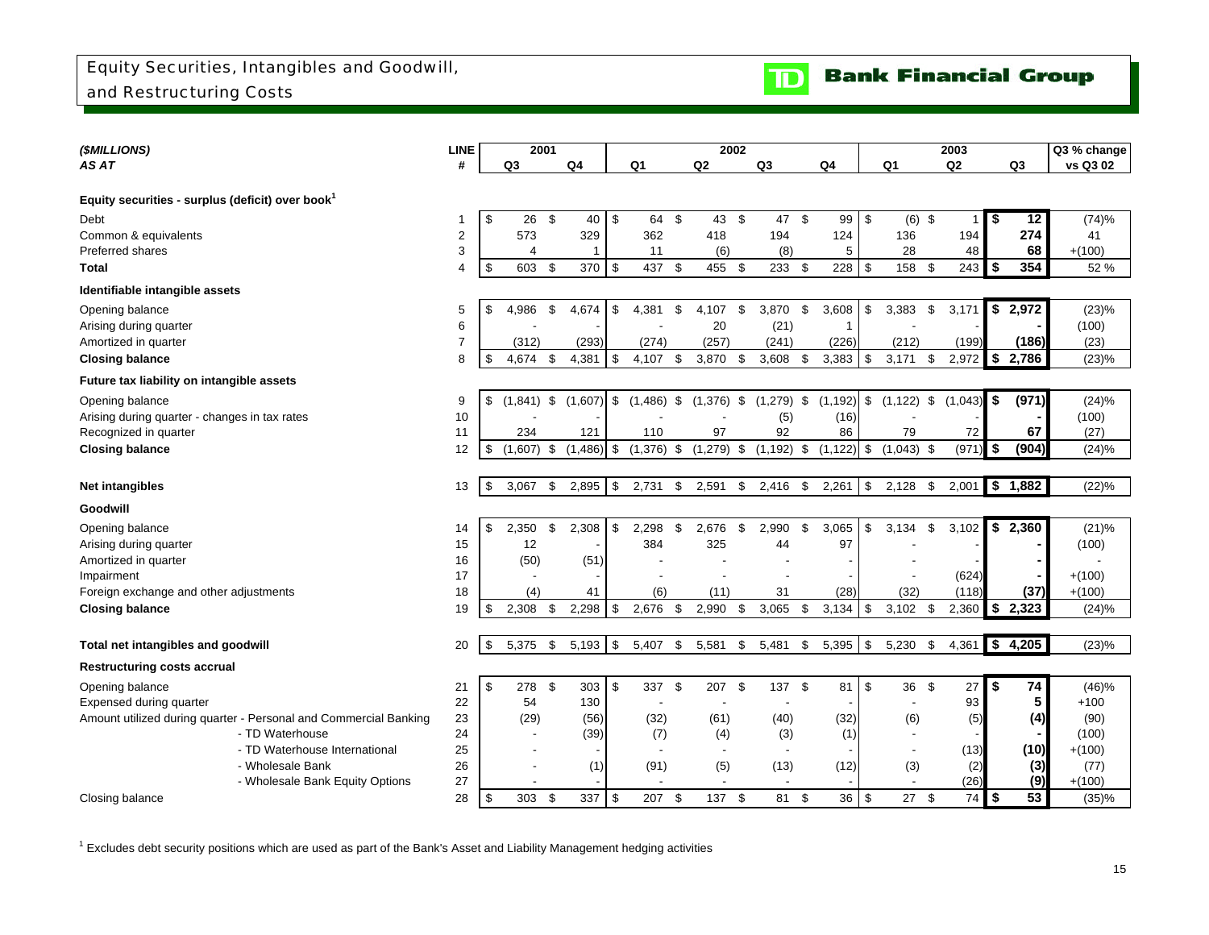# Equity Securities, Intangibles and Goodwill, and Restructuring Costs

**Bank Financial Group**

| *($MILLIONS)* *AS AT* | LINE # | 2001 Q3 | 2001 Q4 | 2002 Q1 | 2002 Q2 | 2002 Q3 | 2002 Q4 | 2003 Q1 | 2003 Q2 | 2003 Q3 | Q3 % change vs Q3 02 |
|---|---|---|---|---|---|---|---|---|---|---|---|
| **Equity securities - surplus (deficit) over book[1]** | | | | | | | | | | | |
| Debt | 1 | $ 26 | $ 40 | $ 64 | $ 43 | $ 47 | $ 99 | $ (6) | $ 1 | **$ 12** | (74)% |
| Common & equivalents | 2 | 573 | 329 | 362 | 418 | 194 | 124 | 136 | 194 | **274** | 41 |
| Preferred shares | 3 | 4 | 1 | 11 | (6) | (8) | 5 | 28 | 48 | **68** | +(100) |
| **Total** | 4 | $ 603 | $ 370 | $ 437 | $ 455 | $ 233 | $ 228 | $ 158 | $ 243 | **$ 354** | 52 % |
| **Identifiable intangible assets** | | | | | | | | | | | |
| Opening balance | 5 | $ 4,986 | $ 4,674 | $ 4,381 | $ 4,107 | $ 3,870 | $ 3,608 | $ 3,383 | $ 3,171 | **$ 2,972** | (23)% |
| Arising during quarter | 6 | - | - | - | 20 | (21) | 1 | - | - | **-** | (100) |
| Amortized in quarter | 7 | (312) | (293) | (274) | (257) | (241) | (226) | (212) | (199) | **(186)** | (23) |
| **Closing balance** | 8 | $ 4,674 | $ 4,381 | $ 4,107 | $ 3,870 | $ 3,608 | $ 3,383 | $ 3,171 | $ 2,972 | **$ 2,786** | (23)% |
| **Future tax liability on intangible assets** | | | | | | | | | | | |
| Opening balance | 9 | $ (1,841) | $ (1,607) | $ (1,486) | $ (1,376) | $ (1,279) | $ (1,192) | $ (1,122) | $ (1,043) | **$ (971)** | (24)% |
| Arising during quarter - changes in tax rates | 10 | - | - | - | - | (5) | (16) | - | - | **-** | (100) |
| Recognized in quarter | 11 | 234 | 121 | 110 | 97 | 92 | 86 | 79 | 72 | **67** | (27) |
| **Closing balance** | 12 | $ (1,607) | $ (1,486) | $ (1,376) | $ (1,279) | $ (1,192) | $ (1,122) | $ (1,043) | $ (971) | **$ (904)** | (24)% |
| **Net intangibles** | 13 | $ 3,067 | $ 2,895 | $ 2,731 | $ 2,591 | $ 2,416 | $ 2,261 | $ 2,128 | $ 2,001 | **$ 1,882** | (22)% |
| **Goodwill** | | | | | | | | | | | |
| Opening balance | 14 | $ 2,350 | $ 2,308 | $ 2,298 | $ 2,676 | $ 2,990 | $ 3,065 | $ 3,134 | $ 3,102 | **$ 2,360** | (21)% |
| Arising during quarter | 15 | 12 | - | 384 | 325 | 44 | 97 | - | - | **-** | (100) |
| Amortized in quarter | 16 | (50) | (51) | - | - | - | - | - | - | **-** | - |
| Impairment | 17 | - | - | - | - | - | - | - | (624) | **-** | +(100) |
| Foreign exchange and other adjustments | 18 | (4) | 41 | (6) | (11) | 31 | (28) | (32) | (118) | **(37)** | +(100) |
| **Closing balance** | 19 | $ 2,308 | $ 2,298 | $ 2,676 | $ 2,990 | $ 3,065 | $ 3,134 | $ 3,102 | $ 2,360 | **$ 2,323** | (24)% |
| **Total net intangibles and goodwill** | 20 | $ 5,375 | $ 5,193 | $ 5,407 | $ 5,581 | $ 5,481 | $ 5,395 | $ 5,230 | $ 4,361 | **$ 4,205** | (23)% |
| **Restructuring costs accrual** | | | | | | | | | | | |
| Opening balance | 21 | $ 278 | $ 303 | $ 337 | $ 207 | $ 137 | $ 81 | $ 36 | $ 27 | **$ 74** | (46)% |
| Expensed during quarter | 22 | 54 | 130 | - | - | - | - | - | 93 | **5** | +100 |
| Amount utilized during quarter - Personal and Commercial Banking | 23 | (29) | (56) | (32) | (61) | (40) | (32) | (6) | (5) | **(4)** | (90) |
| - TD Waterhouse | 24 | - | (39) | (7) | (4) | (3) | (1) | - | - | **-** | (100) |
| - TD Waterhouse International | 25 | - | - | - | - | - | - | - | (13) | **(10)** | +(100) |
| - Wholesale Bank | 26 | - | (1) | (91) | (5) | (13) | (12) | (3) | (2) | **(3)** | (77) |
| - Wholesale Bank Equity Options | 27 | - | - | - | - | - | - | - | (26) | **(9)** | +(100) |
| Closing balance | 28 | $ 303 | $ 337 | $ 207 | $ 137 | $ 81 | $ 36 | $ 27 | $ 74 | **$ 53** | (35)% |

[1] Excludes debt security positions which are used as part of the Bank's Asset and Liability Management hedging activities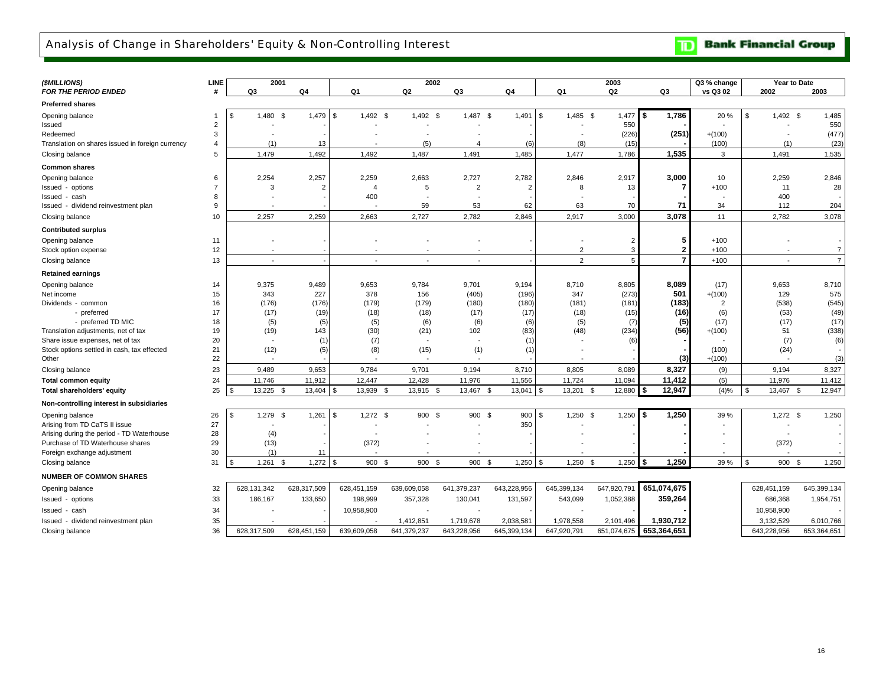# Analysis of Change in Shareholders' Equity & Non-Controlling Interest

**Bank Financial Group**

| *($MILLIONS)* | LINE | 2001 | | 2002 | | | | 2003 | | | Q3 % change | Year to Date | |
|---|---|---|---|---|---|---|---|---|---|---|---|---|---|
| *FOR THE PERIOD ENDED* | # | Q3 | Q4 | Q1 | Q2 | Q3 | Q4 | Q1 | Q2 | Q3 | vs Q3 02 | 2002 | 2003 |
| **Preferred shares** | | | | | | | | | | | | | |
| Opening balance | 1 | $ 1,480 | $ 1,479 | $ 1,492 | $ 1,492 | $ 1,487 | $ 1,491 | $ 1,485 | $ 1,477 | **$ 1,786** | 20 % | $ 1,492 | $ 1,485 |
| Issued | 2 | - | - | - | - | - | - | - | 550 | **-** | - | - | 550 |
| Redeemed | 3 | - | - | - | - | - | - | - | (226) | **(251)** | +(100) | - | (477) |
| Translation on shares issued in foreign currency | 4 | (1) | 13 | - | (5) | 4 | (6) | (8) | (15) | **-** | (100) | (1) | (23) |
| Closing balance | 5 | 1,479 | 1,492 | 1,492 | 1,487 | 1,491 | 1,485 | 1,477 | 1,786 | **1,535** | 3 | 1,491 | 1,535 |
| **Common shares** | | | | | | | | | | | | | |
| Opening balance | 6 | 2,254 | 2,257 | 2,259 | 2,663 | 2,727 | 2,782 | 2,846 | 2,917 | **3,000** | 10 | 2,259 | 2,846 |
| Issued - options | 7 | 3 | 2 | 4 | 5 | 2 | 2 | 8 | 13 | **7** | +100 | 11 | 28 |
| Issued - cash | 8 | - | - | 400 | - | - | - | - | - | **-** | - | 400 | - |
| Issued - dividend reinvestment plan | 9 | - | - | - | 59 | 53 | 62 | 63 | 70 | **71** | 34 | 112 | 204 |
| Closing balance | 10 | 2,257 | 2,259 | 2,663 | 2,727 | 2,782 | 2,846 | 2,917 | 3,000 | **3,078** | 11 | 2,782 | 3,078 |
| **Contributed surplus** | | | | | | | | | | | | | |
| Opening balance | 11 | - | - | - | - | - | - | - | 2 | **5** | +100 | - | - |
| Stock option expense | 12 | - | - | - | - | - | - | 2 | 3 | **2** | +100 | - | 7 |
| Closing balance | 13 | - | - | - | - | - | - | 2 | 5 | **7** | +100 | - | 7 |
| **Retained earnings** | | | | | | | | | | | | | |
| Opening balance | 14 | 9,375 | 9,489 | 9,653 | 9,784 | 9,701 | 9,194 | 8,710 | 8,805 | **8,089** | (17) | 9,653 | 8,710 |
| Net income | 15 | 343 | 227 | 378 | 156 | (405) | (196) | 347 | (273) | **501** | +(100) | 129 | 575 |
| Dividends - common | 16 | (176) | (176) | (179) | (179) | (180) | (180) | (181) | (181) | **(183)** | 2 | (538) | (545) |
| - preferred | 17 | (17) | (19) | (18) | (18) | (17) | (17) | (18) | (15) | **(16)** | (6) | (53) | (49) |
| - preferred TD MIC | 18 | (5) | (5) | (5) | (6) | (6) | (6) | (5) | (7) | **(5)** | (17) | (17) | (17) |
| Translation adjustments, net of tax | 19 | (19) | 143 | (30) | (21) | 102 | (83) | (48) | (234) | **(56)** | +(100) | 51 | (338) |
| Share issue expenses, net of tax | 20 | - | (1) | (7) | - | - | (1) | - | (6) | **-** | - | (7) | (6) |
| Stock options settled in cash, tax effected | 21 | (12) | (5) | (8) | (15) | (1) | (1) | - | - | **-** | (100) | (24) | - |
| Other | 22 | - | - | - | - | - | - | - | - | **(3)** | +(100) | - | (3) |
| Closing balance | 23 | 9,489 | 9,653 | 9,784 | 9,701 | 9,194 | 8,710 | 8,805 | 8,089 | **8,327** | (9) | 9,194 | 8,327 |
| **Total common equity** | 24 | 11,746 | 11,912 | 12,447 | 12,428 | 11,976 | 11,556 | 11,724 | 11,094 | **11,412** | (5) | 11,976 | 11,412 |
| **Total shareholders' equity** | 25 | $ 13,225 | $ 13,404 | $ 13,939 | $ 13,915 | $ 13,467 | $ 13,041 | $ 13,201 | $ 12,880 | **$ 12,947** | (4)% | $ 13,467 | $ 12,947 |
| **Non-controlling interest in subsidiaries** | | | | | | | | | | | | | |
| Opening balance | 26 | $ 1,279 | $ 1,261 | $ 1,272 | $ 900 | $ 900 | $ 900 | $ 1,250 | $ 1,250 | **$ 1,250** | 39 % | 1,272 | $ 1,250 |
| Arising from TD CaTS II issue | 27 | - | - | - | - | - | 350 | - | - | **-** | - | - | - |
| Arising during the period - TD Waterhouse | 28 | (4) | - | - | - | - | - | - | - | **-** | - | - | - |
| Purchase of TD Waterhouse shares | 29 | (13) | - | (372) | - | - | - | - | - | **-** | - | (372) | - |
| Foreign exchange adjustment | 30 | (1) | 11 | - | - | - | - | - | - | **-** | - | - | - |
| Closing balance | 31 | $ 1,261 | $ 1,272 | $ 900 | $ 900 | $ 900 | $ 1,250 | $ 1,250 | $ 1,250 | **$ 1,250** | 39 % | $ 900 | $ 1,250 |
| **NUMBER OF COMMON SHARES** | | | | | | | | | | | | | |
| Opening balance | 32 | 628,131,342 | 628,317,509 | 628,451,159 | 639,609,058 | 641,379,237 | 643,228,956 | 645,399,134 | 647,920,791 | **651,074,675** | | 628,451,159 | 645,399,134 |
| Issued - options | 33 | 186,167 | 133,650 | 198,999 | 357,328 | 130,041 | 131,597 | 543,099 | 1,052,388 | **359,264** | | 686,368 | 1,954,751 |
| Issued - cash | 34 | - | - | 10,958,900 | - | - | - | - | - | **-** | | 10,958,900 | - |
| Issued - dividend reinvestment plan | 35 | - | - | - | 1,412,851 | 1,719,678 | 2,038,581 | 1,978,558 | 2,101,496 | **1,930,712** | | 3,132,529 | 6,010,766 |
| Closing balance | 36 | 628,317,509 | 628,451,159 | 639,609,058 | 641,379,237 | 643,228,956 | 645,399,134 | 647,920,791 | 651,074,675 | **653,364,651** | | 643,228,956 | 653,364,651 |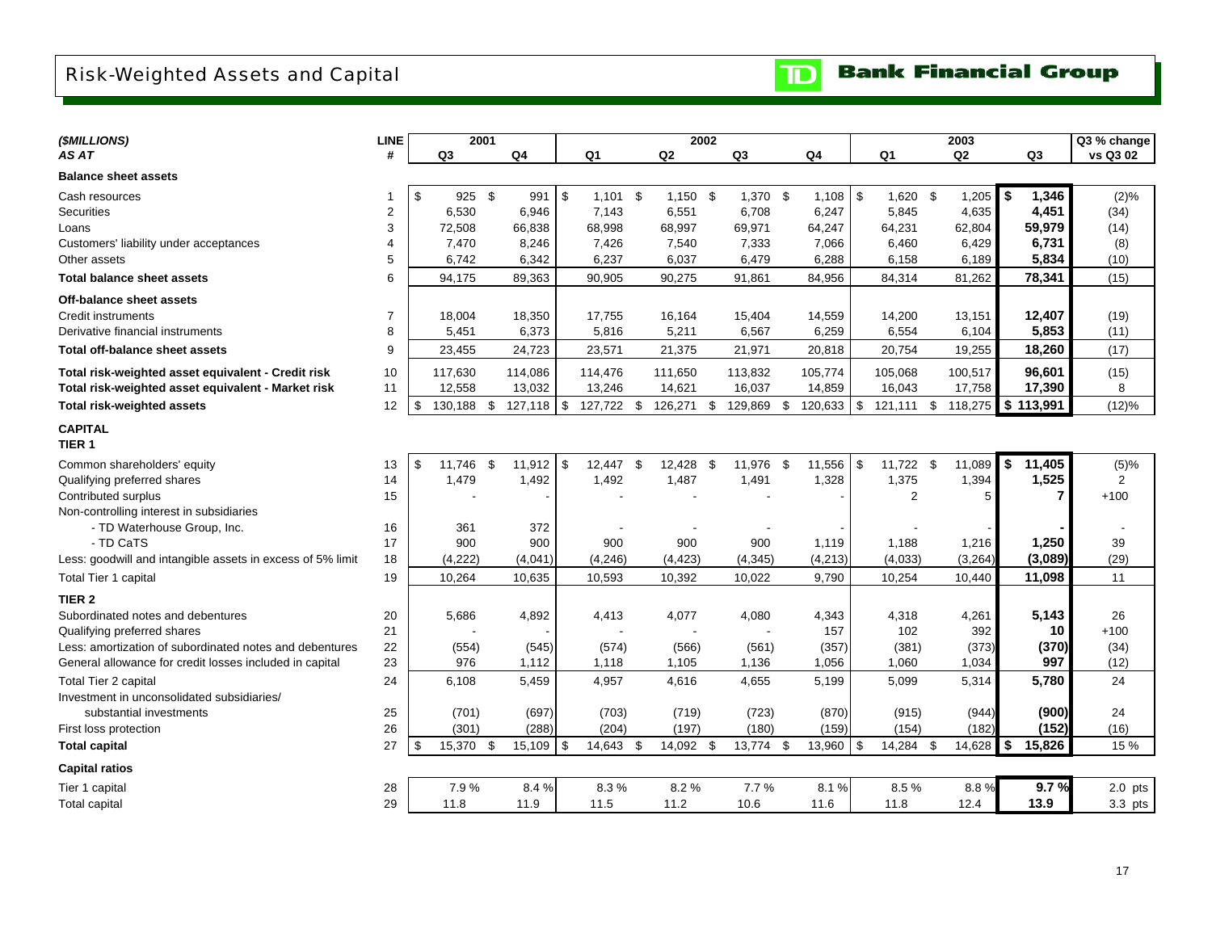# Risk-Weighted Assets and Capital

TD Bank Financial Group

| *($MILLIONS)* | LINE | 2001 | | 2002 | | | | 2003 | | | Q3 % change |
|---|---|---|---|---|---|---|---|---|---|---|---|
| *AS AT* | # | Q3 | Q4 | Q1 | Q2 | Q3 | Q4 | Q1 | Q2 | Q3 | vs Q3 02 |
| **Balance sheet assets** | | | | | | | | | | | |
| Cash resources | 1 | $ 925 | $ 991 | $ 1,101 | $ 1,150 | $ 1,370 | $ 1,108 | $ 1,620 | $ 1,205 | **$ 1,346** | (2)% |
| Securities | 2 | 6,530 | 6,946 | 7,143 | 6,551 | 6,708 | 6,247 | 5,845 | 4,635 | **4,451** | (34) |
| Loans | 3 | 72,508 | 66,838 | 68,998 | 68,997 | 69,971 | 64,247 | 64,231 | 62,804 | **59,979** | (14) |
| Customers' liability under acceptances | 4 | 7,470 | 8,246 | 7,426 | 7,540 | 7,333 | 7,066 | 6,460 | 6,429 | **6,731** | (8) |
| Other assets | 5 | 6,742 | 6,342 | 6,237 | 6,037 | 6,479 | 6,288 | 6,158 | 6,189 | **5,834** | (10) |
| **Total balance sheet assets** | 6 | 94,175 | 89,363 | 90,905 | 90,275 | 91,861 | 84,956 | 84,314 | 81,262 | **78,341** | (15) |
| **Off-balance sheet assets** | | | | | | | | | | | |
| Credit instruments | 7 | 18,004 | 18,350 | 17,755 | 16,164 | 15,404 | 14,559 | 14,200 | 13,151 | **12,407** | (19) |
| Derivative financial instruments | 8 | 5,451 | 6,373 | 5,816 | 5,211 | 6,567 | 6,259 | 6,554 | 6,104 | **5,853** | (11) |
| **Total off-balance sheet assets** | 9 | 23,455 | 24,723 | 23,571 | 21,375 | 21,971 | 20,818 | 20,754 | 19,255 | **18,260** | (17) |
| **Total risk-weighted asset equivalent - Credit risk** | 10 | 117,630 | 114,086 | 114,476 | 111,650 | 113,832 | 105,774 | 105,068 | 100,517 | **96,601** | (15) |
| **Total risk-weighted asset equivalent - Market risk** | 11 | 12,558 | 13,032 | 13,246 | 14,621 | 16,037 | 14,859 | 16,043 | 17,758 | **17,390** | 8 |
| **Total risk-weighted assets** | 12 | $ 130,188 | $ 127,118 | $ 127,722 | $ 126,271 | $ 129,869 | $ 120,633 | $ 121,111 | $ 118,275 | **$ 113,991** | (12)% |
| **CAPITAL** | | | | | | | | | | | |
| **TIER 1** | | | | | | | | | | | |
| Common shareholders' equity | 13 | $ 11,746 | $ 11,912 | $ 12,447 | $ 12,428 | $ 11,976 | $ 11,556 | $ 11,722 | $ 11,089 | **$ 11,405** | (5)% |
| Qualifying preferred shares | 14 | 1,479 | 1,492 | 1,492 | 1,487 | 1,491 | 1,328 | 1,375 | 1,394 | **1,525** | 2 |
| Contributed surplus | 15 | - | - | - | - | - | - | 2 | 5 | **7** | +100 |
| Non-controlling interest in subsidiaries | | | | | | | | | | | |
| - TD Waterhouse Group, Inc. | 16 | 361 | 372 | - | - | - | - | - | - | **-** | - |
| - TD CaTS | 17 | 900 | 900 | 900 | 900 | 900 | 1,119 | 1,188 | 1,216 | **1,250** | 39 |
| Less: goodwill and intangible assets in excess of 5% limit | 18 | (4,222) | (4,041) | (4,246) | (4,423) | (4,345) | (4,213) | (4,033) | (3,264) | **(3,089)** | (29) |
| Total Tier 1 capital | 19 | 10,264 | 10,635 | 10,593 | 10,392 | 10,022 | 9,790 | 10,254 | 10,440 | **11,098** | 11 |
| **TIER 2** | | | | | | | | | | | |
| Subordinated notes and debentures | 20 | 5,686 | 4,892 | 4,413 | 4,077 | 4,080 | 4,343 | 4,318 | 4,261 | **5,143** | 26 |
| Qualifying preferred shares | 21 | - | - | - | - | - | 157 | 102 | 392 | **10** | +100 |
| Less: amortization of subordinated notes and debentures | 22 | (554) | (545) | (574) | (566) | (561) | (357) | (381) | (373) | **(370)** | (34) |
| General allowance for credit losses included in capital | 23 | 976 | 1,112 | 1,118 | 1,105 | 1,136 | 1,056 | 1,060 | 1,034 | **997** | (12) |
| Total Tier 2 capital | 24 | 6,108 | 5,459 | 4,957 | 4,616 | 4,655 | 5,199 | 5,099 | 5,314 | **5,780** | 24 |
| Investment in unconsolidated subsidiaries/ substantial investments | 25 | (701) | (697) | (703) | (719) | (723) | (870) | (915) | (944) | **(900)** | 24 |
| First loss protection | 26 | (301) | (288) | (204) | (197) | (180) | (159) | (154) | (182) | **(152)** | (16) |
| **Total capital** | 27 | $ 15,370 | $ 15,109 | $ 14,643 | $ 14,092 | $ 13,774 | $ 13,960 | $ 14,284 | $ 14,628 | **$ 15,826** | 15 % |
| **Capital ratios** | | | | | | | | | | | |
| Tier 1 capital | 28 | 7.9 % | 8.4 % | 8.3 % | 8.2 % | 7.7 % | 8.1 % | 8.5 % | 8.8 % | **9.7 %** | 2.0 pts |
| Total capital | 29 | 11.8 | 11.9 | 11.5 | 11.2 | 10.6 | 11.6 | 11.8 | 12.4 | **13.9** | 3.3 pts |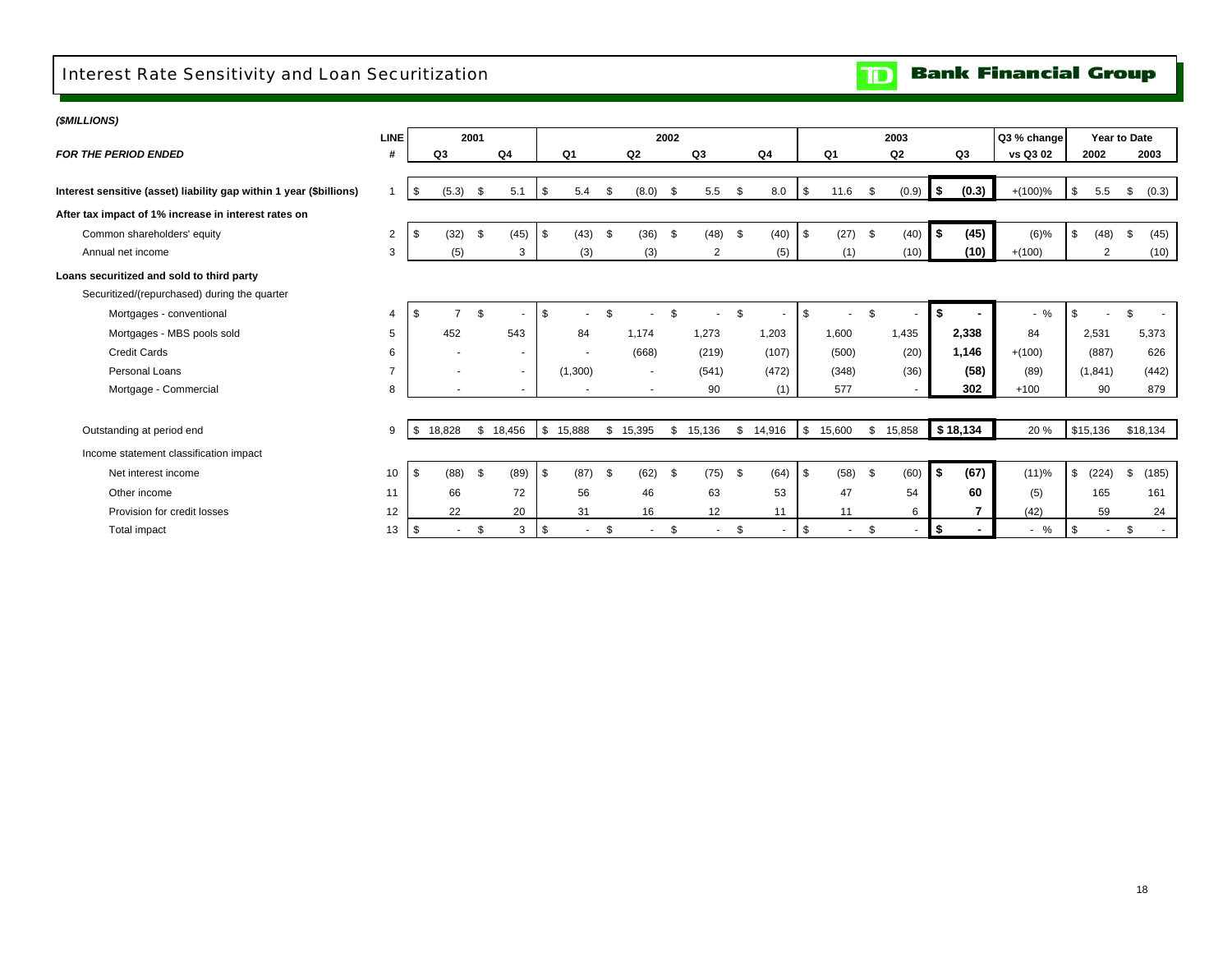# Interest Rate Sensitivity and Loan Securitization

**TD Bank Financial Group**

***($MILLIONS)***

| ***FOR THE PERIOD ENDED*** | **LINE #** | **2001 Q3** | **2001 Q4** | **2002 Q1** | **2002 Q2** | **2002 Q3** | **2002 Q4** | **2003 Q1** | **2003 Q2** | **2003 Q3** | **Q3 % change vs Q3 02** | **Year to Date 2002** | **Year to Date 2003** |
|---|---|---|---|---|---|---|---|---|---|---|---|---|---|
| **Interest sensitive (asset) liability gap within 1 year ($billions)** | 1 | $ (5.3) | $ 5.1 | $ 5.4 | $ (8.0) | $ 5.5 | $ 8.0 | $ 11.6 | $ (0.9) | **$ (0.3)** | +(100)% | $ 5.5 | $ (0.3) |
| **After tax impact of 1% increase in interest rates on** | | | | | | | | | | | | | |
| Common shareholders' equity | 2 | $ (32) | $ (45) | $ (43) | $ (36) | $ (48) | $ (40) | $ (27) | $ (40) | **$ (45)** | (6)% | $ (48) | $ (45) |
| Annual net income | 3 | (5) | 3 | (3) | (3) | 2 | (5) | (1) | (10) | **(10)** | +(100) | 2 | (10) |
| **Loans securitized and sold to third party** | | | | | | | | | | | | | |
| Securitized/(repurchased) during the quarter | | | | | | | | | | | | | |
| Mortgages - conventional | 4 | $ 7 | $ - | $ - | $ - | $ - | $ - | $ - | $ - | **$ -** | - % | $ - | $ - |
| Mortgages - MBS pools sold | 5 | 452 | 543 | 84 | 1,174 | 1,273 | 1,203 | 1,600 | 1,435 | **2,338** | 84 | 2,531 | 5,373 |
| Credit Cards | 6 | - | - | - | (668) | (219) | (107) | (500) | (20) | **1,146** | +(100) | (887) | 626 |
| Personal Loans | 7 | - | - | (1,300) | - | (541) | (472) | (348) | (36) | **(58)** | (89) | (1,841) | (442) |
| Mortgage - Commercial | 8 | - | - | - | - | 90 | (1) | 577 | - | **302** | +100 | 90 | 879 |
| Outstanding at period end | 9 | $ 18,828 | $ 18,456 | $ 15,888 | $ 15,395 | $ 15,136 | $ 14,916 | $ 15,600 | $ 15,858 | **$ 18,134** | 20 % | $15,136 | $18,134 |
| Income statement classification impact | | | | | | | | | | | | | |
| Net interest income | 10 | $ (88) | $ (89) | $ (87) | $ (62) | $ (75) | $ (64) | $ (58) | $ (60) | **$ (67)** | (11)% | $ (224) | $ (185) |
| Other income | 11 | 66 | 72 | 56 | 46 | 63 | 53 | 47 | 54 | **60** | (5) | 165 | 161 |
| Provision for credit losses | 12 | 22 | 20 | 31 | 16 | 12 | 11 | 11 | 6 | **7** | (42) | 59 | 24 |
| Total impact | 13 | $ - | $ 3 | $ - | $ - | $ - | $ - | $ - | $ - | **$ -** | - % | $ - | $ - |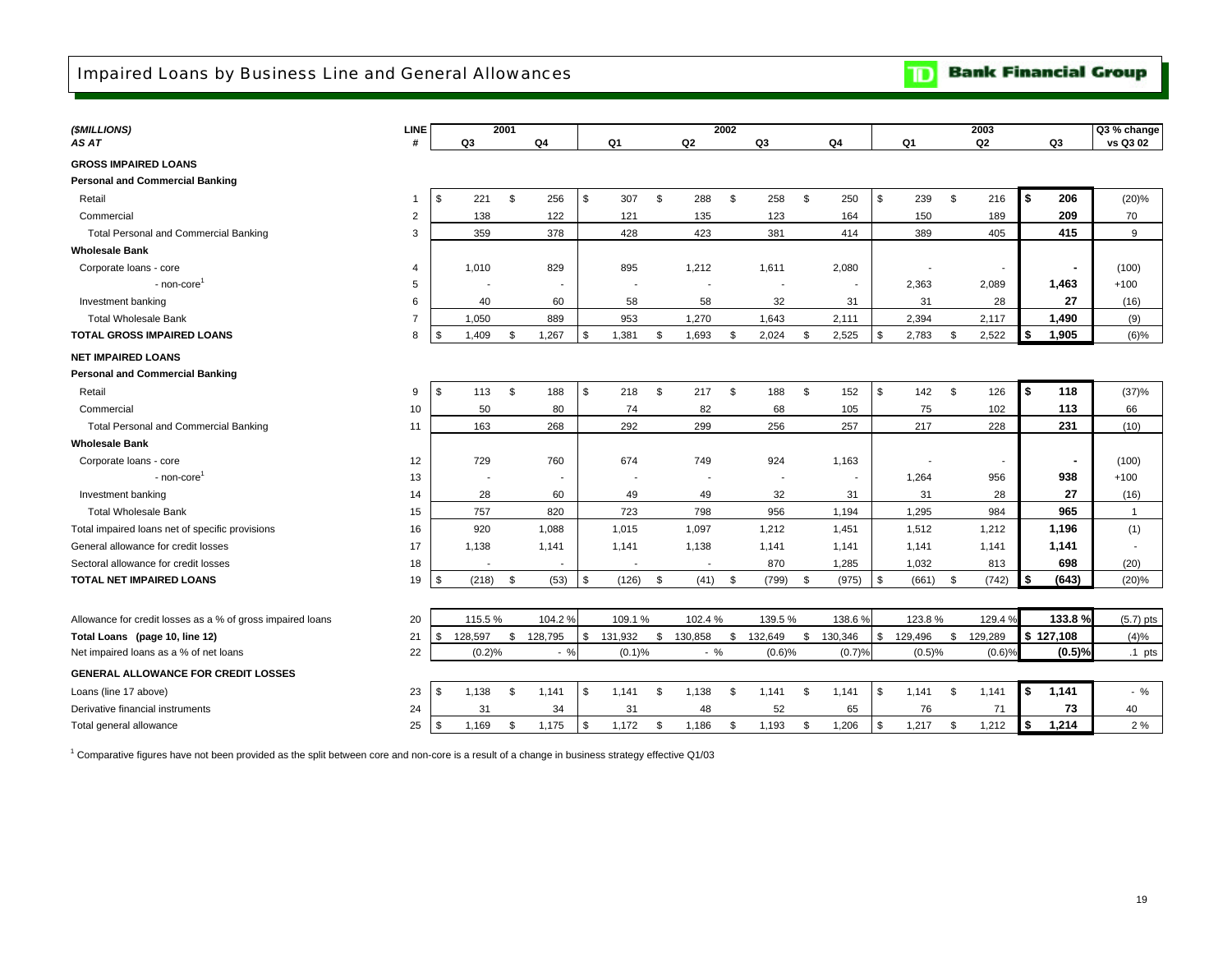# Impaired Loans by Business Line and General Allowances

**Bank Financial Group**

| ($MILLIONS) AS AT | LINE # | 2001 Q3 | 2001 Q4 | 2002 Q1 | 2002 Q2 | 2002 Q3 | 2002 Q4 | 2003 Q1 | 2003 Q2 | 2003 Q3 | Q3 % change vs Q3 02 |
|---|---|---|---|---|---|---|---|---|---|---|---|
| **GROSS IMPAIRED LOANS** | | | | | | | | | | | |
| **Personal and Commercial Banking** | | | | | | | | | | | |
| Retail | 1 | $ 221 | $ 256 | $ 307 | $ 288 | $ 258 | $ 250 | $ 239 | $ 216 | **$ 206** | (20)% |
| Commercial | 2 | 138 | 122 | 121 | 135 | 123 | 164 | 150 | 189 | **209** | 70 |
| Total Personal and Commercial Banking | 3 | 359 | 378 | 428 | 423 | 381 | 414 | 389 | 405 | **415** | 9 |
| **Wholesale Bank** | | | | | | | | | | | |
| Corporate loans - core | 4 | 1,010 | 829 | 895 | 1,212 | 1,611 | 2,080 | - | - | **-** | (100) |
| - non-core[1] | 5 | - | - | - | - | - | - | 2,363 | 2,089 | **1,463** | +100 |
| Investment banking | 6 | 40 | 60 | 58 | 58 | 32 | 31 | 31 | 28 | **27** | (16) |
| Total Wholesale Bank | 7 | 1,050 | 889 | 953 | 1,270 | 1,643 | 2,111 | 2,394 | 2,117 | **1,490** | (9) |
| **TOTAL GROSS IMPAIRED LOANS** | 8 | $ 1,409 | $ 1,267 | $ 1,381 | $ 1,693 | $ 2,024 | $ 2,525 | $ 2,783 | $ 2,522 | **$ 1,905** | (6)% |
| **NET IMPAIRED LOANS** | | | | | | | | | | | |
| **Personal and Commercial Banking** | | | | | | | | | | | |
| Retail | 9 | $ 113 | $ 188 | $ 218 | $ 217 | $ 188 | $ 152 | $ 142 | $ 126 | **$ 118** | (37)% |
| Commercial | 10 | 50 | 80 | 74 | 82 | 68 | 105 | 75 | 102 | **113** | 66 |
| Total Personal and Commercial Banking | 11 | 163 | 268 | 292 | 299 | 256 | 257 | 217 | 228 | **231** | (10) |
| **Wholesale Bank** | | | | | | | | | | | |
| Corporate loans - core | 12 | 729 | 760 | 674 | 749 | 924 | 1,163 | - | - | **-** | (100) |
| - non-core[1] | 13 | - | - | - | - | - | - | 1,264 | 956 | **938** | +100 |
| Investment banking | 14 | 28 | 60 | 49 | 49 | 32 | 31 | 31 | 28 | **27** | (16) |
| Total Wholesale Bank | 15 | 757 | 820 | 723 | 798 | 956 | 1,194 | 1,295 | 984 | **965** | 1 |
| Total impaired loans net of specific provisions | 16 | 920 | 1,088 | 1,015 | 1,097 | 1,212 | 1,451 | 1,512 | 1,212 | **1,196** | (1) |
| General allowance for credit losses | 17 | 1,138 | 1,141 | 1,141 | 1,138 | 1,141 | 1,141 | 1,141 | 1,141 | **1,141** | - |
| Sectoral allowance for credit losses | 18 | - | - | - | - | 870 | 1,285 | 1,032 | 813 | **698** | (20) |
| **TOTAL NET IMPAIRED LOANS** | 19 | $ (218) | $ (53) | $ (126) | $ (41) | $ (799) | $ (975) | $ (661) | $ (742) | **$ (643)** | (20)% |
| Allowance for credit losses as a % of gross impaired loans | 20 | 115.5 % | 104.2 % | 109.1 % | 102.4 % | 139.5 % | 138.6 % | 123.8 % | 129.4 % | **133.8 %** | (5.7) pts |
| **Total Loans (page 10, line 12)** | 21 | $ 128,597 | $ 128,795 | $ 131,932 | $ 130,858 | $ 132,649 | $ 130,346 | $ 129,496 | $ 129,289 | **$ 127,108** | (4)% |
| Net impaired loans as a % of net loans | 22 | (0.2)% | - % | (0.1)% | - % | (0.6)% | (0.7)% | (0.5)% | (0.6)% | **(0.5)%** | .1 pts |
| **GENERAL ALLOWANCE FOR CREDIT LOSSES** | | | | | | | | | | | |
| Loans (line 17 above) | 23 | $ 1,138 | $ 1,141 | $ 1,141 | $ 1,138 | $ 1,141 | $ 1,141 | $ 1,141 | $ 1,141 | **$ 1,141** | - % |
| Derivative financial instruments | 24 | 31 | 34 | 31 | 48 | 52 | 65 | 76 | 71 | **73** | 40 |
| Total general allowance | 25 | $ 1,169 | $ 1,175 | $ 1,172 | $ 1,186 | $ 1,193 | $ 1,206 | $ 1,217 | $ 1,212 | **$ 1,214** | 2 % |

[1] Comparative figures have not been provided as the split between core and non-core is a result of a change in business strategy effective Q1/03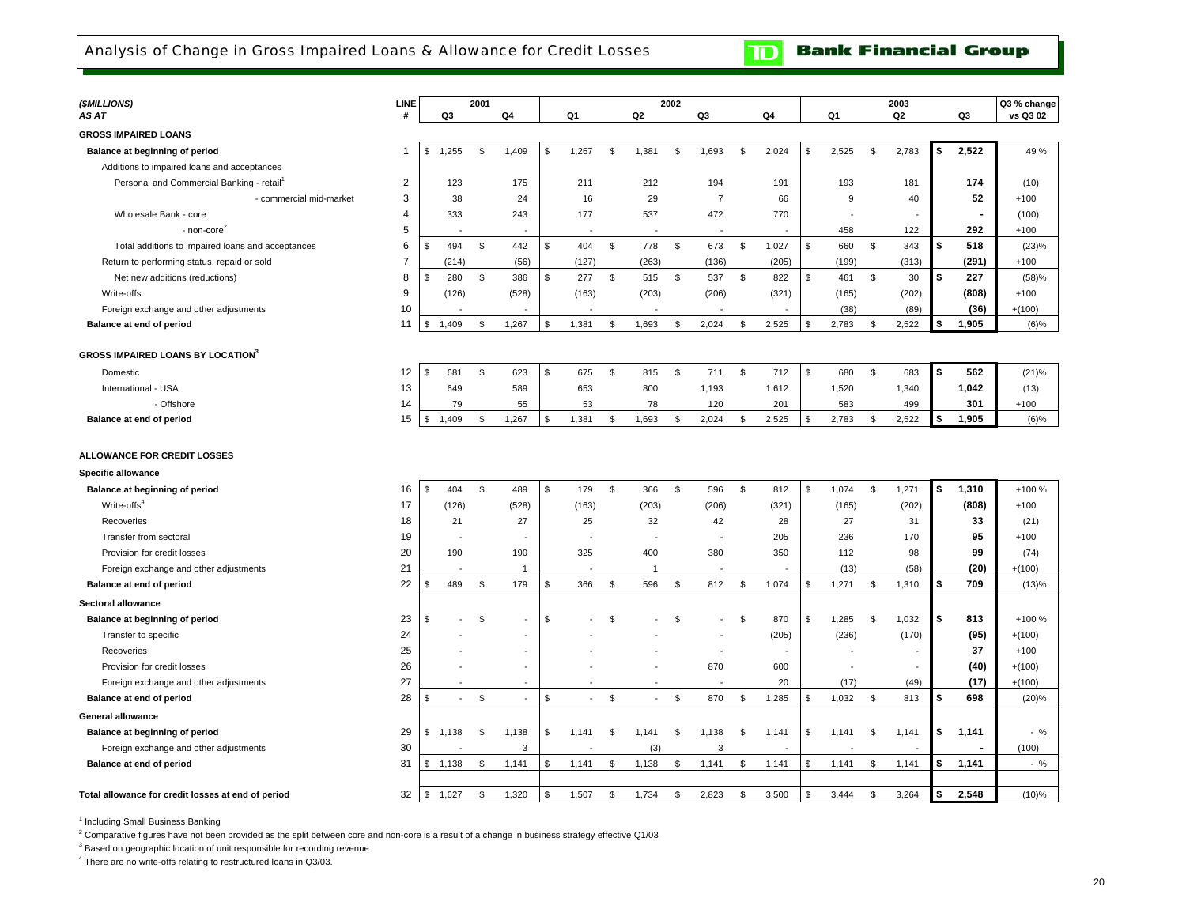# Analysis of Change in Gross Impaired Loans & Allowance for Credit Losses

**TD Bank Financial Group**

| ($MILLIONS) AS AT | LINE # | 2001 Q3 | 2001 Q4 | 2002 Q1 | 2002 Q2 | 2002 Q3 | 2002 Q4 | 2003 Q1 | 2003 Q2 | 2003 Q3 | Q3 % change vs Q3 02 |
|---|---|---|---|---|---|---|---|---|---|---|---|
| **GROSS IMPAIRED LOANS** | | | | | | | | | | | |
| **Balance at beginning of period** | 1 | $ 1,255 | $ 1,409 | $ 1,267 | $ 1,381 | $ 1,693 | $ 2,024 | $ 2,525 | $ 2,783 | **$ 2,522** | 49 % |
| Additions to impaired loans and acceptances | | | | | | | | | | | |
| Personal and Commercial Banking - retail[1] | 2 | 123 | 175 | 211 | 212 | 194 | 191 | 193 | 181 | **174** | (10) |
| - commercial mid-market | 3 | 38 | 24 | 16 | 29 | 7 | 66 | 9 | 40 | **52** | +100 |
| Wholesale Bank - core | 4 | 333 | 243 | 177 | 537 | 472 | 770 | - | - | **-** | (100) |
| - non-core[2] | 5 | - | - | - | - | - | - | 458 | 122 | **292** | +100 |
| Total additions to impaired loans and acceptances | 6 | $ 494 | $ 442 | $ 404 | $ 778 | $ 673 | $ 1,027 | $ 660 | $ 343 | **$ 518** | (23)% |
| Return to performing status, repaid or sold | 7 | (214) | (56) | (127) | (263) | (136) | (205) | (199) | (313) | **(291)** | +100 |
| Net new additions (reductions) | 8 | $ 280 | $ 386 | $ 277 | $ 515 | $ 537 | $ 822 | $ 461 | $ 30 | **$ 227** | (58)% |
| Write-offs | 9 | (126) | (528) | (163) | (203) | (206) | (321) | (165) | (202) | **(808)** | +100 |
| Foreign exchange and other adjustments | 10 | - | - | - | - | - | - | (38) | (89) | **(36)** | +(100) |
| **Balance at end of period** | 11 | $ 1,409 | $ 1,267 | $ 1,381 | $ 1,693 | $ 2,024 | $ 2,525 | $ 2,783 | $ 2,522 | **$ 1,905** | (6)% |
| **GROSS IMPAIRED LOANS BY LOCATION[3]** | | | | | | | | | | | |
| Domestic | 12 | $ 681 | $ 623 | $ 675 | $ 815 | $ 711 | $ 712 | $ 680 | $ 683 | **$ 562** | (21)% |
| International - USA | 13 | 649 | 589 | 653 | 800 | 1,193 | 1,612 | 1,520 | 1,340 | **1,042** | (13) |
| - Offshore | 14 | 79 | 55 | 53 | 78 | 120 | 201 | 583 | 499 | **301** | +100 |
| **Balance at end of period** | 15 | $ 1,409 | $ 1,267 | $ 1,381 | $ 1,693 | $ 2,024 | $ 2,525 | $ 2,783 | $ 2,522 | **$ 1,905** | (6)% |
| **ALLOWANCE FOR CREDIT LOSSES** | | | | | | | | | | | |
| **Specific allowance** | | | | | | | | | | | |
| **Balance at beginning of period** | 16 | $ 404 | $ 489 | $ 179 | $ 366 | $ 596 | $ 812 | $ 1,074 | $ 1,271 | **$ 1,310** | +100 % |
| Write-offs[4] | 17 | (126) | (528) | (163) | (203) | (206) | (321) | (165) | (202) | **(808)** | +100 |
| Recoveries | 18 | 21 | 27 | 25 | 32 | 42 | 28 | 27 | 31 | **33** | (21) |
| Transfer from sectoral | 19 | - | - | - | - | - | 205 | 236 | 170 | **95** | +100 |
| Provision for credit losses | 20 | 190 | 190 | 325 | 400 | 380 | 350 | 112 | 98 | **99** | (74) |
| Foreign exchange and other adjustments | 21 | - | 1 | - | 1 | - | - | (13) | (58) | **(20)** | +(100) |
| **Balance at end of period** | 22 | $ 489 | $ 179 | $ 366 | $ 596 | $ 812 | $ 1,074 | $ 1,271 | $ 1,310 | **$ 709** | (13)% |
| **Sectoral allowance** | | | | | | | | | | | |
| **Balance at beginning of period** | 23 | $ - | $ - | $ - | $ - | $ - | $ 870 | $ 1,285 | $ 1,032 | **$ 813** | +100 % |
| Transfer to specific | 24 | - | - | - | - | - | (205) | (236) | (170) | **(95)** | +(100) |
| Recoveries | 25 | - | - | - | - | - | - | - | - | **37** | +100 |
| Provision for credit losses | 26 | - | - | - | - | 870 | 600 | - | - | **(40)** | +(100) |
| Foreign exchange and other adjustments | 27 | - | - | - | - | - | 20 | (17) | (49) | **(17)** | +(100) |
| **Balance at end of period** | 28 | $ - | $ - | $ - | $ - | $ 870 | $ 1,285 | $ 1,032 | $ 813 | **$ 698** | (20)% |
| **General allowance** | | | | | | | | | | | |
| **Balance at beginning of period** | 29 | $ 1,138 | $ 1,138 | $ 1,141 | $ 1,141 | $ 1,138 | $ 1,141 | $ 1,141 | $ 1,141 | **$ 1,141** | - % |
| Foreign exchange and other adjustments | 30 | - | 3 | - | (3) | 3 | - | - | - | **-** | (100) |
| **Balance at end of period** | 31 | $ 1,138 | $ 1,141 | $ 1,141 | $ 1,138 | $ 1,141 | $ 1,141 | $ 1,141 | $ 1,141 | **$ 1,141** | - % |
| **Total allowance for credit losses at end of period** | 32 | $ 1,627 | $ 1,320 | $ 1,507 | $ 1,734 | $ 2,823 | $ 3,500 | $ 3,444 | $ 3,264 | **$ 2,548** | (10)% |

[1] Including Small Business Banking

[2] Comparative figures have not been provided as the split between core and non-core is a result of a change in business strategy effective Q1/03

[3] Based on geographic location of unit responsible for recording revenue

[4] There are no write-offs relating to restructured loans in Q3/03.